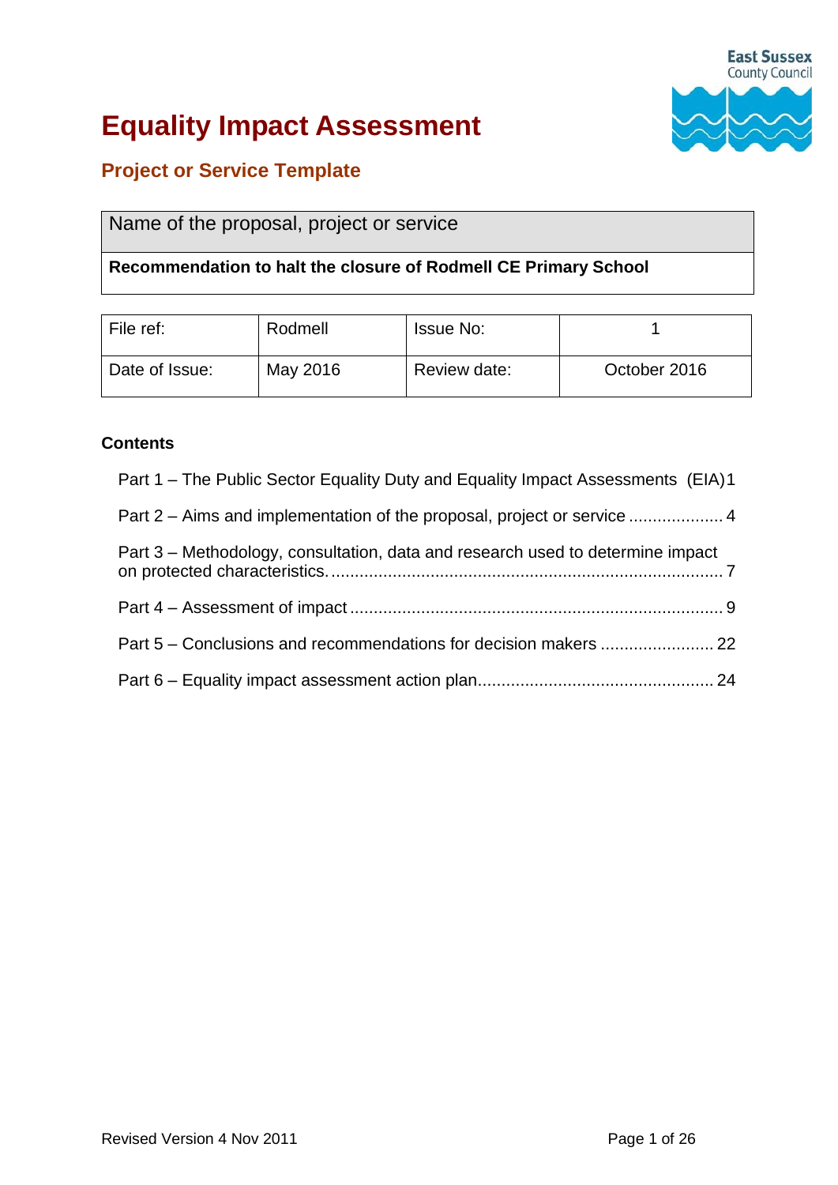# Equality Impact Assessment

## Project or Service Template

| Name of the proposal, project or service |
| --- |
| **Recommendation to halt the closure of Rodmell CE Primary School** |

| File ref: | Rodmell | Issue No: | 1 |
| --- | --- | --- | --- |
| Date of Issue: | May 2016 | Review date: | October 2016 |

**Contents**

Part 1 – The Public Sector Equality Duty and Equality Impact Assessments (EIA) 1

Part 2 – Aims and implementation of the proposal, project or service .................... 4

Part 3 – Methodology, consultation, data and research used to determine impact on protected characteristics. ................................................................................. 7

Part 4 – Assessment of impact .............................................................................. 9

Part 5 – Conclusions and recommendations for decision makers ........................ 22

Part 6 – Equality impact assessment action plan................................................. 24

Revised Version 4 Nov 2011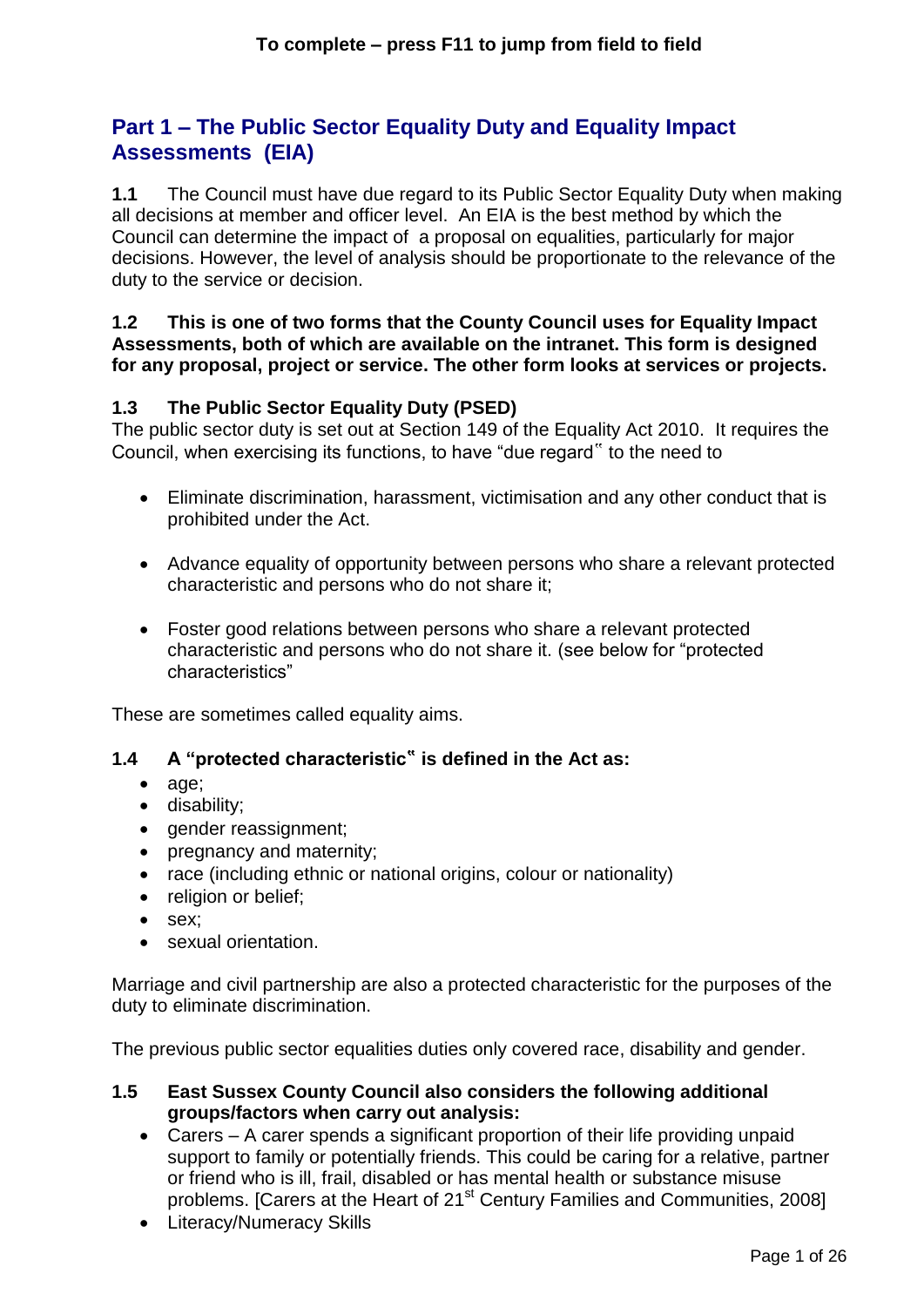**To complete – press F11 to jump from field to field**

## Part 1 – The Public Sector Equality Duty and Equality Impact Assessments (EIA)

**1.1** The Council must have due regard to its Public Sector Equality Duty when making all decisions at member and officer level. An EIA is the best method by which the Council can determine the impact of a proposal on equalities, particularly for major decisions. However, the level of analysis should be proportionate to the relevance of the duty to the service or decision.

**1.2 This is one of two forms that the County Council uses for Equality Impact Assessments, both of which are available on the intranet. This form is designed for any proposal, project or service. The other form looks at services or projects.**

**1.3 The Public Sector Equality Duty (PSED)**

The public sector duty is set out at Section 149 of the Equality Act 2010. It requires the Council, when exercising its functions, to have "due regard" to the need to

- Eliminate discrimination, harassment, victimisation and any other conduct that is prohibited under the Act.
- Advance equality of opportunity between persons who share a relevant protected characteristic and persons who do not share it;
- Foster good relations between persons who share a relevant protected characteristic and persons who do not share it. (see below for "protected characteristics"

These are sometimes called equality aims.

**1.4 A "protected characteristic" is defined in the Act as:**

- age;
- disability;
- gender reassignment;
- pregnancy and maternity;
- race (including ethnic or national origins, colour or nationality)
- religion or belief;
- sex;
- sexual orientation.

Marriage and civil partnership are also a protected characteristic for the purposes of the duty to eliminate discrimination.

The previous public sector equalities duties only covered race, disability and gender.

**1.5 East Sussex County Council also considers the following additional groups/factors when carry out analysis:**

- Carers – A carer spends a significant proportion of their life providing unpaid support to family or potentially friends. This could be caring for a relative, partner or friend who is ill, frail, disabled or has mental health or substance misuse problems. [Carers at the Heart of 21st Century Families and Communities, 2008]
- Literacy/Numeracy Skills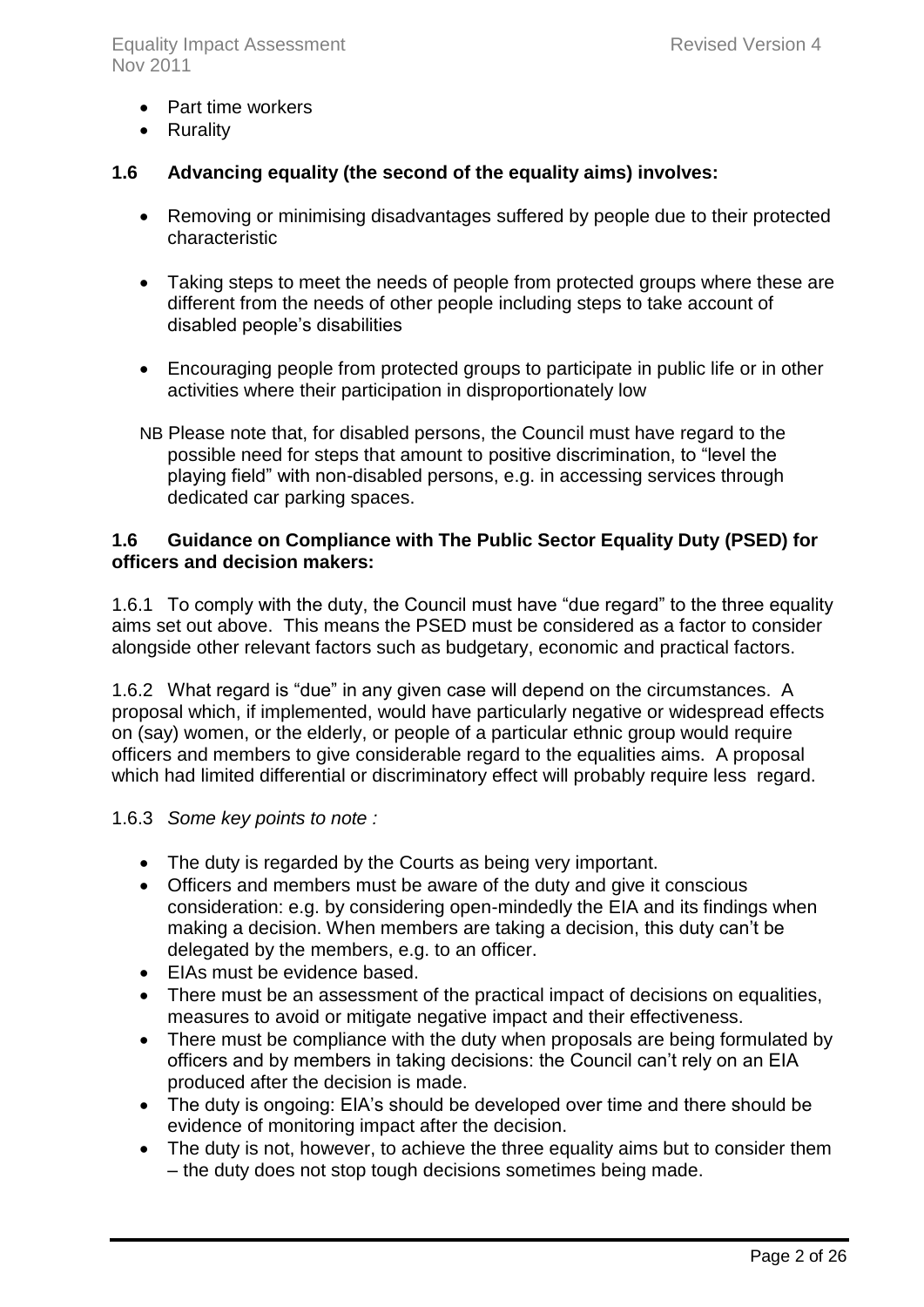- Part time workers
- Rurality

**1.6 Advancing equality (the second of the equality aims) involves:**

- Removing or minimising disadvantages suffered by people due to their protected characteristic

- Taking steps to meet the needs of people from protected groups where these are different from the needs of other people including steps to take account of disabled people's disabilities

- Encouraging people from protected groups to participate in public life or in other activities where their participation in disproportionately low

NB Please note that, for disabled persons, the Council must have regard to the possible need for steps that amount to positive discrimination, to "level the playing field" with non-disabled persons, e.g. in accessing services through dedicated car parking spaces.

**1.6 Guidance on Compliance with The Public Sector Equality Duty (PSED) for officers and decision makers:**

1.6.1 To comply with the duty, the Council must have "due regard" to the three equality aims set out above. This means the PSED must be considered as a factor to consider alongside other relevant factors such as budgetary, economic and practical factors.

1.6.2 What regard is "due" in any given case will depend on the circumstances. A proposal which, if implemented, would have particularly negative or widespread effects on (say) women, or the elderly, or people of a particular ethnic group would require officers and members to give considerable regard to the equalities aims. A proposal which had limited differential or discriminatory effect will probably require less regard.

1.6.3 *Some key points to note :*

- The duty is regarded by the Courts as being very important.
- Officers and members must be aware of the duty and give it conscious consideration: e.g. by considering open-mindedly the EIA and its findings when making a decision. When members are taking a decision, this duty can't be delegated by the members, e.g. to an officer.
- EIAs must be evidence based.
- There must be an assessment of the practical impact of decisions on equalities, measures to avoid or mitigate negative impact and their effectiveness.
- There must be compliance with the duty when proposals are being formulated by officers and by members in taking decisions: the Council can't rely on an EIA produced after the decision is made.
- The duty is ongoing: EIA's should be developed over time and there should be evidence of monitoring impact after the decision.
- The duty is not, however, to achieve the three equality aims but to consider them – the duty does not stop tough decisions sometimes being made.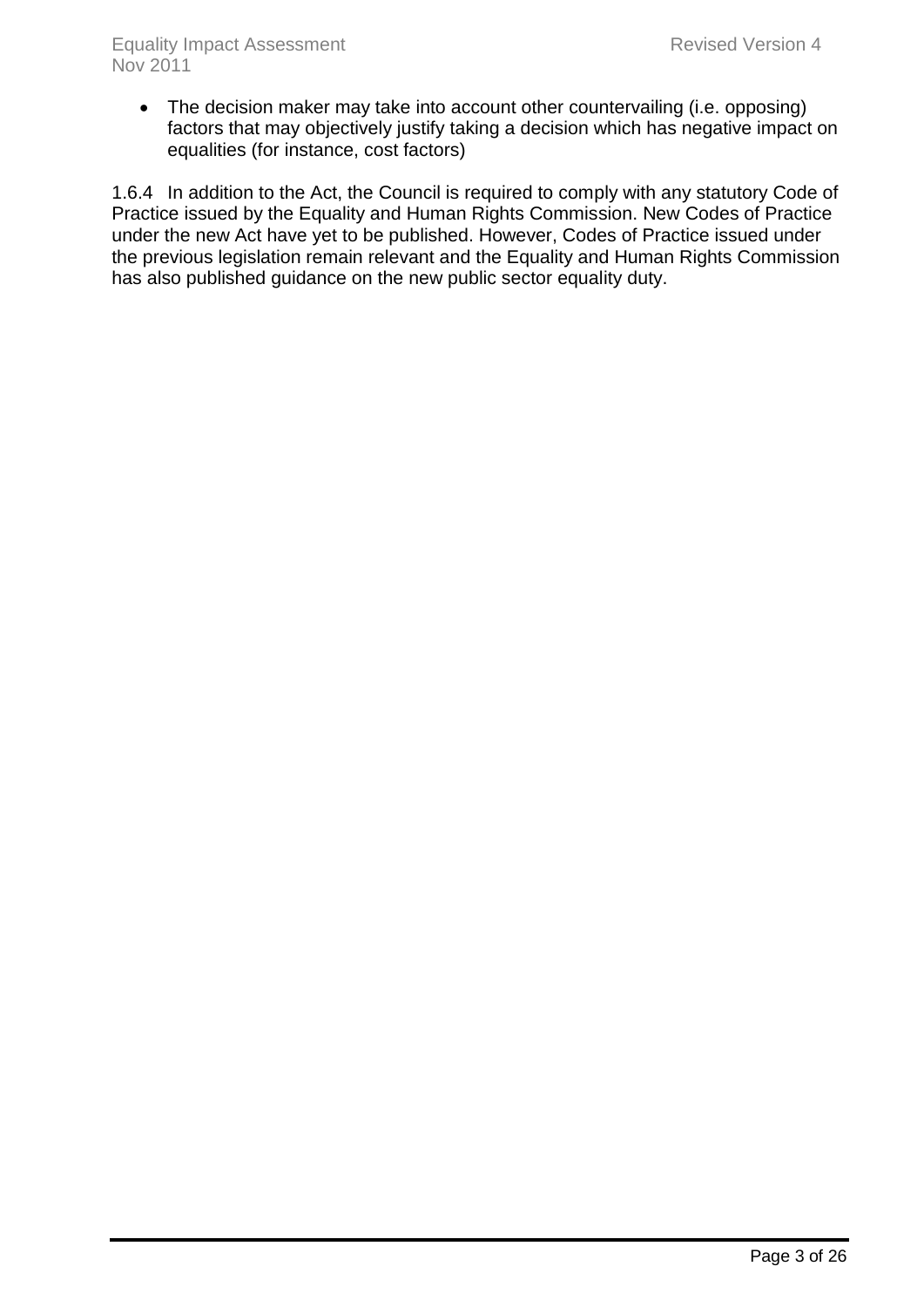- The decision maker may take into account other countervailing (i.e. opposing) factors that may objectively justify taking a decision which has negative impact on equalities (for instance, cost factors)

1.6.4 In addition to the Act, the Council is required to comply with any statutory Code of Practice issued by the Equality and Human Rights Commission. New Codes of Practice under the new Act have yet to be published. However, Codes of Practice issued under the previous legislation remain relevant and the Equality and Human Rights Commission has also published guidance on the new public sector equality duty.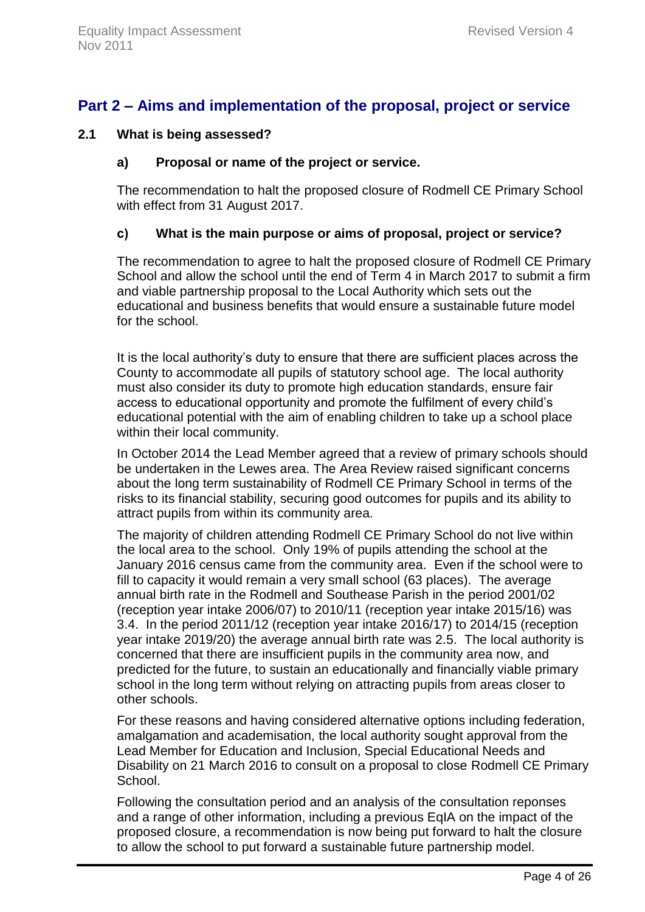## Part 2 – Aims and implementation of the proposal, project or service

### 2.1 What is being assessed?

#### a) Proposal or name of the project or service.

The recommendation to halt the proposed closure of Rodmell CE Primary School with effect from 31 August 2017.

#### c) What is the main purpose or aims of proposal, project or service?

The recommendation to agree to halt the proposed closure of Rodmell CE Primary School and allow the school until the end of Term 4 in March 2017 to submit a firm and viable partnership proposal to the Local Authority which sets out the educational and business benefits that would ensure a sustainable future model for the school.

It is the local authority's duty to ensure that there are sufficient places across the County to accommodate all pupils of statutory school age. The local authority must also consider its duty to promote high education standards, ensure fair access to educational opportunity and promote the fulfilment of every child's educational potential with the aim of enabling children to take up a school place within their local community.

In October 2014 the Lead Member agreed that a review of primary schools should be undertaken in the Lewes area. The Area Review raised significant concerns about the long term sustainability of Rodmell CE Primary School in terms of the risks to its financial stability, securing good outcomes for pupils and its ability to attract pupils from within its community area.

The majority of children attending Rodmell CE Primary School do not live within the local area to the school. Only 19% of pupils attending the school at the January 2016 census came from the community area. Even if the school were to fill to capacity it would remain a very small school (63 places). The average annual birth rate in the Rodmell and Southease Parish in the period 2001/02 (reception year intake 2006/07) to 2010/11 (reception year intake 2015/16) was 3.4. In the period 2011/12 (reception year intake 2016/17) to 2014/15 (reception year intake 2019/20) the average annual birth rate was 2.5. The local authority is concerned that there are insufficient pupils in the community area now, and predicted for the future, to sustain an educationally and financially viable primary school in the long term without relying on attracting pupils from areas closer to other schools.

For these reasons and having considered alternative options including federation, amalgamation and academisation, the local authority sought approval from the Lead Member for Education and Inclusion, Special Educational Needs and Disability on 21 March 2016 to consult on a proposal to close Rodmell CE Primary School.

Following the consultation period and an analysis of the consultation reponses and a range of other information, including a previous EqIA on the impact of the proposed closure, a recommendation is now being put forward to halt the closure to allow the school to put forward a sustainable future partnership model.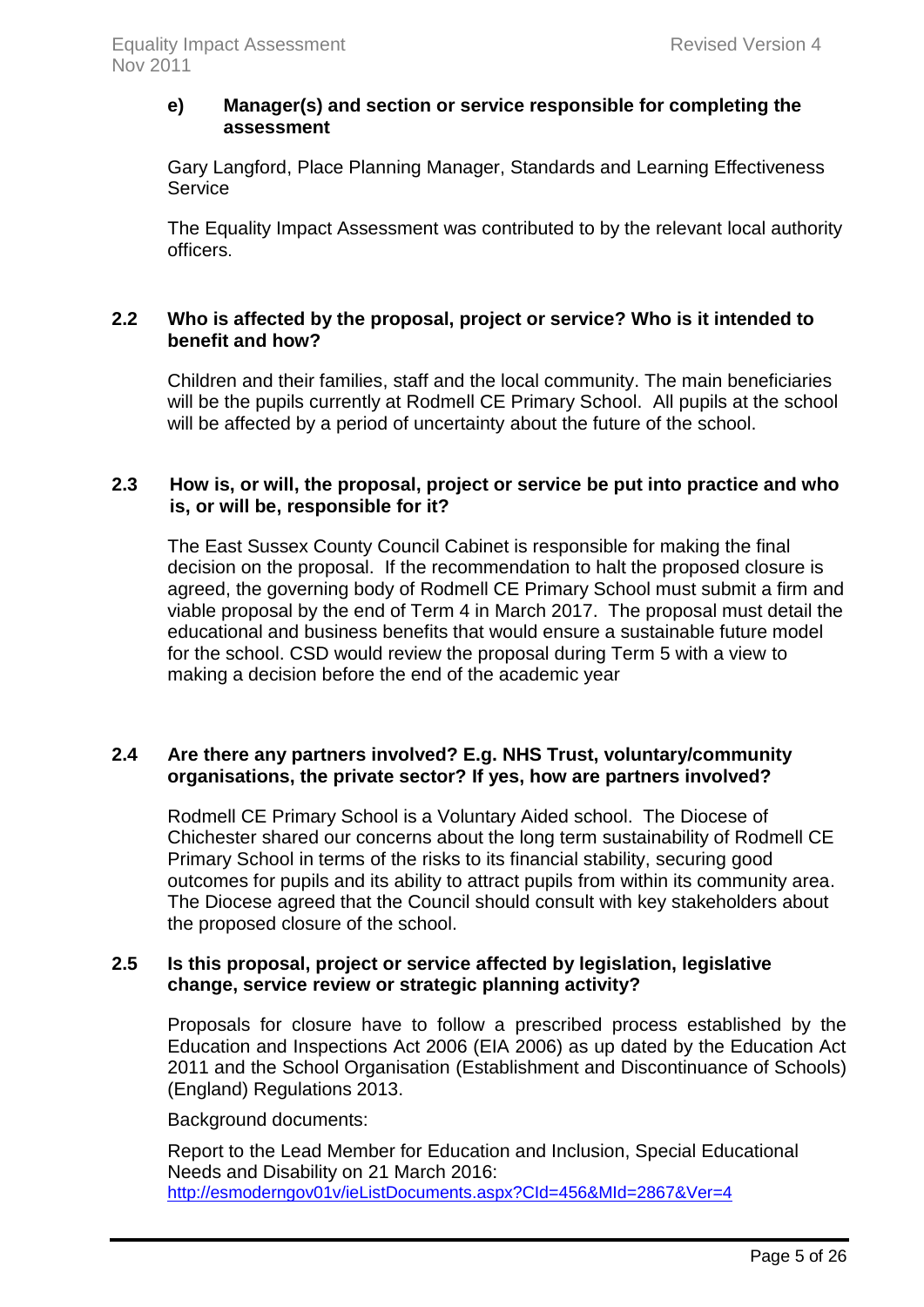**e) Manager(s) and section or service responsible for completing the assessment**

Gary Langford, Place Planning Manager, Standards and Learning Effectiveness Service

The Equality Impact Assessment was contributed to by the relevant local authority officers.

### 2.2 Who is affected by the proposal, project or service? Who is it intended to benefit and how?

Children and their families, staff and the local community. The main beneficiaries will be the pupils currently at Rodmell CE Primary School. All pupils at the school will be affected by a period of uncertainty about the future of the school.

### 2.3 How is, or will, the proposal, project or service be put into practice and who is, or will be, responsible for it?

The East Sussex County Council Cabinet is responsible for making the final decision on the proposal. If the recommendation to halt the proposed closure is agreed, the governing body of Rodmell CE Primary School must submit a firm and viable proposal by the end of Term 4 in March 2017. The proposal must detail the educational and business benefits that would ensure a sustainable future model for the school. CSD would review the proposal during Term 5 with a view to making a decision before the end of the academic year

### 2.4 Are there any partners involved? E.g. NHS Trust, voluntary/community organisations, the private sector? If yes, how are partners involved?

Rodmell CE Primary School is a Voluntary Aided school. The Diocese of Chichester shared our concerns about the long term sustainability of Rodmell CE Primary School in terms of the risks to its financial stability, securing good outcomes for pupils and its ability to attract pupils from within its community area. The Diocese agreed that the Council should consult with key stakeholders about the proposed closure of the school.

### 2.5 Is this proposal, project or service affected by legislation, legislative change, service review or strategic planning activity?

Proposals for closure have to follow a prescribed process established by the Education and Inspections Act 2006 (EIA 2006) as up dated by the Education Act 2011 and the School Organisation (Establishment and Discontinuance of Schools) (England) Regulations 2013.

Background documents:

Report to the Lead Member for Education and Inclusion, Special Educational Needs and Disability on 21 March 2016:
http://esmoderngov01v/ieListDocuments.aspx?CId=456&MId=2867&Ver=4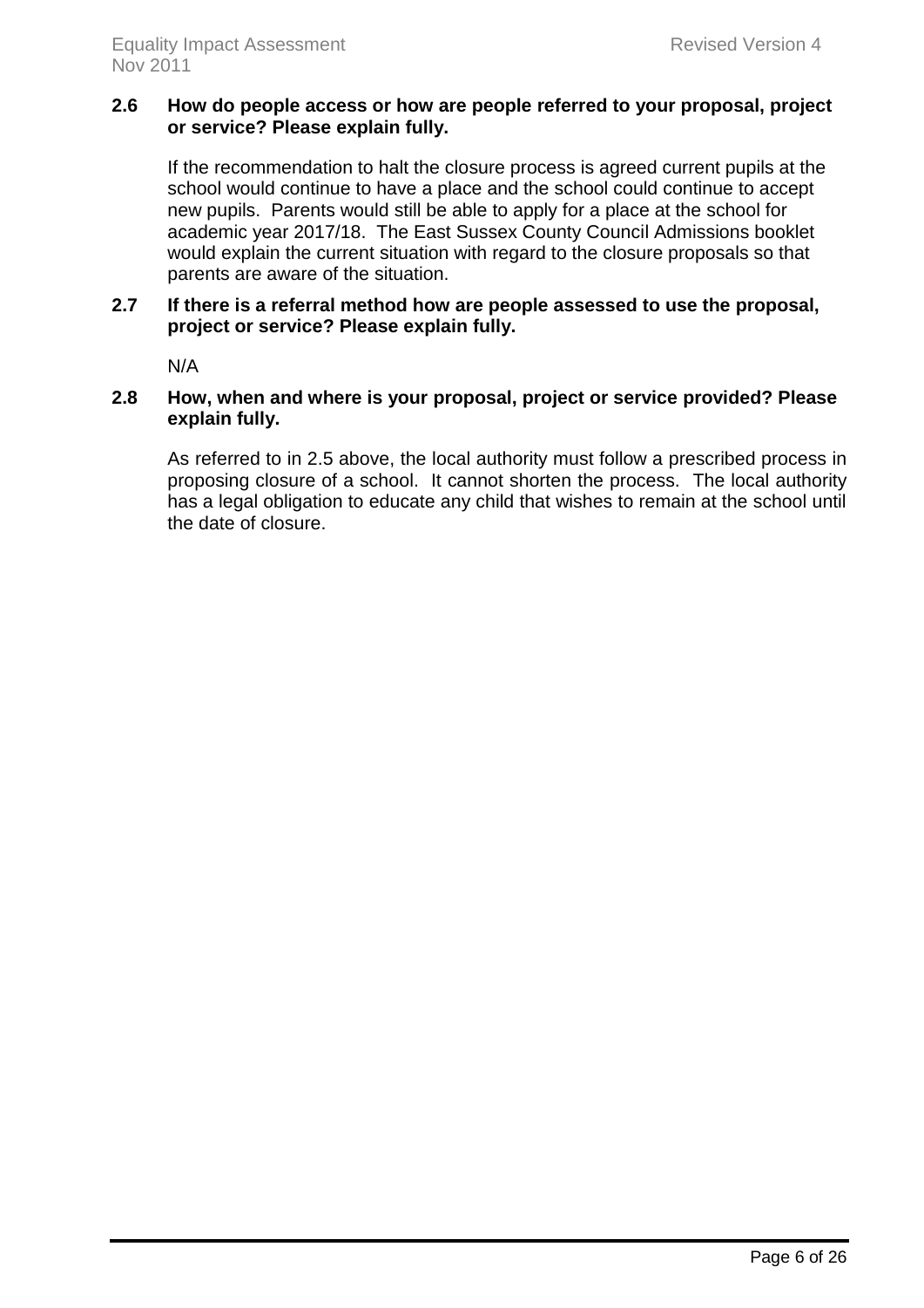**2.6 How do people access or how are people referred to your proposal, project or service? Please explain fully.**

If the recommendation to halt the closure process is agreed current pupils at the school would continue to have a place and the school could continue to accept new pupils. Parents would still be able to apply for a place at the school for academic year 2017/18. The East Sussex County Council Admissions booklet would explain the current situation with regard to the closure proposals so that parents are aware of the situation.

**2.7 If there is a referral method how are people assessed to use the proposal, project or service? Please explain fully.**

N/A

**2.8 How, when and where is your proposal, project or service provided? Please explain fully.**

As referred to in 2.5 above, the local authority must follow a prescribed process in proposing closure of a school. It cannot shorten the process. The local authority has a legal obligation to educate any child that wishes to remain at the school until the date of closure.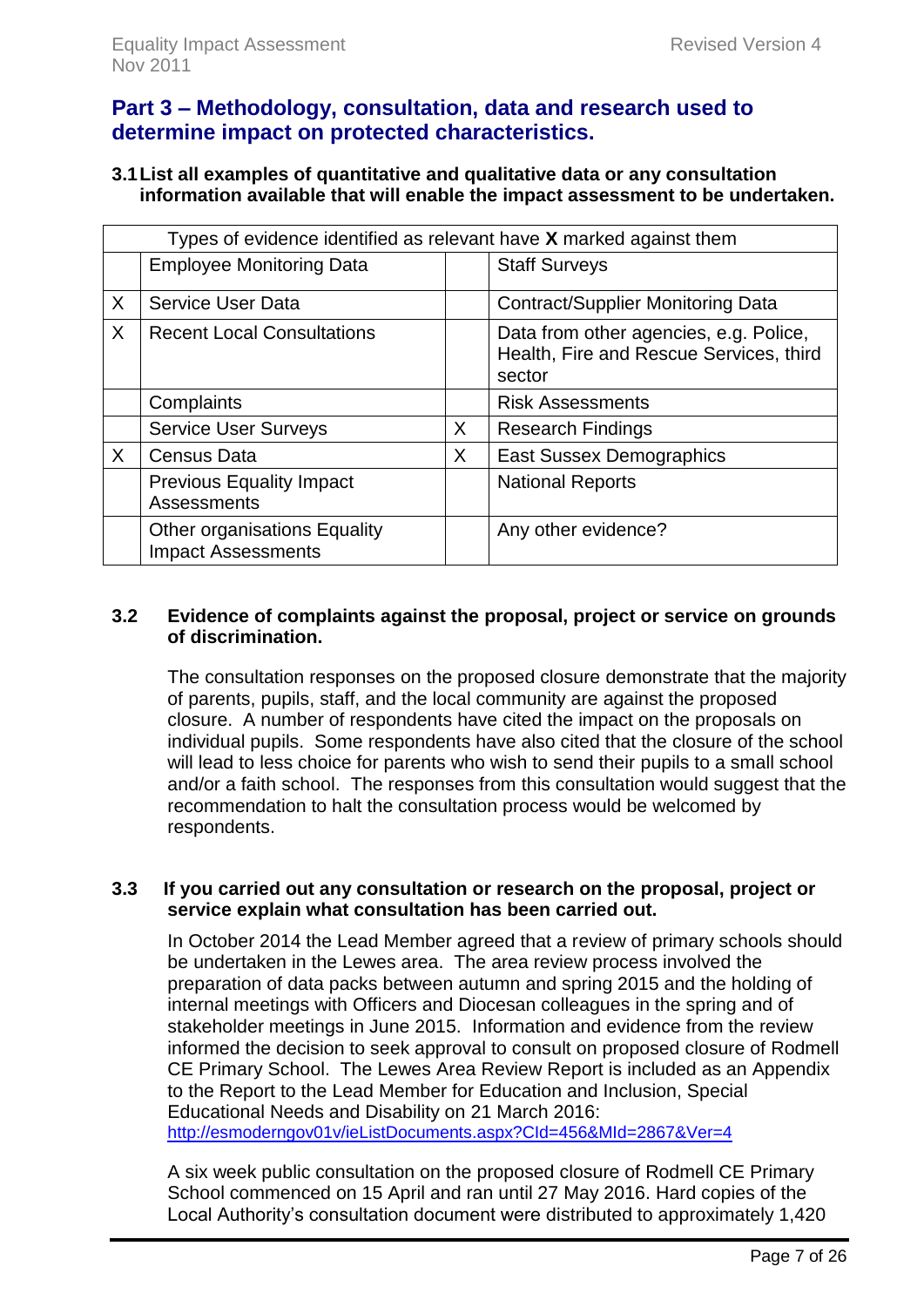## Part 3 – Methodology, consultation, data and research used to determine impact on protected characteristics.

### 3.1 List all examples of quantitative and qualitative data or any consultation information available that will enable the impact assessment to be undertaken.

| Types of evidence identified as relevant have **X** marked against them | | | |
|---|---|---|---|
| | Employee Monitoring Data | | Staff Surveys |
| X | Service User Data | | Contract/Supplier Monitoring Data |
| X | Recent Local Consultations | | Data from other agencies, e.g. Police, Health, Fire and Rescue Services, third sector |
| | Complaints | | Risk Assessments |
| | Service User Surveys | X | Research Findings |
| X | Census Data | X | East Sussex Demographics |
| | Previous Equality Impact Assessments | | National Reports |
| | Other organisations Equality Impact Assessments | | Any other evidence? |

### 3.2 Evidence of complaints against the proposal, project or service on grounds of discrimination.

The consultation responses on the proposed closure demonstrate that the majority of parents, pupils, staff, and the local community are against the proposed closure. A number of respondents have cited the impact on the proposals on individual pupils. Some respondents have also cited that the closure of the school will lead to less choice for parents who wish to send their pupils to a small school and/or a faith school. The responses from this consultation would suggest that the recommendation to halt the consultation process would be welcomed by respondents.

### 3.3 If you carried out any consultation or research on the proposal, project or service explain what consultation has been carried out.

In October 2014 the Lead Member agreed that a review of primary schools should be undertaken in the Lewes area. The area review process involved the preparation of data packs between autumn and spring 2015 and the holding of internal meetings with Officers and Diocesan colleagues in the spring and of stakeholder meetings in June 2015. Information and evidence from the review informed the decision to seek approval to consult on proposed closure of Rodmell CE Primary School. The Lewes Area Review Report is included as an Appendix to the Report to the Lead Member for Education and Inclusion, Special Educational Needs and Disability on 21 March 2016: http://esmoderngov01v/ieListDocuments.aspx?CId=456&MId=2867&Ver=4

A six week public consultation on the proposed closure of Rodmell CE Primary School commenced on 15 April and ran until 27 May 2016. Hard copies of the Local Authority's consultation document were distributed to approximately 1,420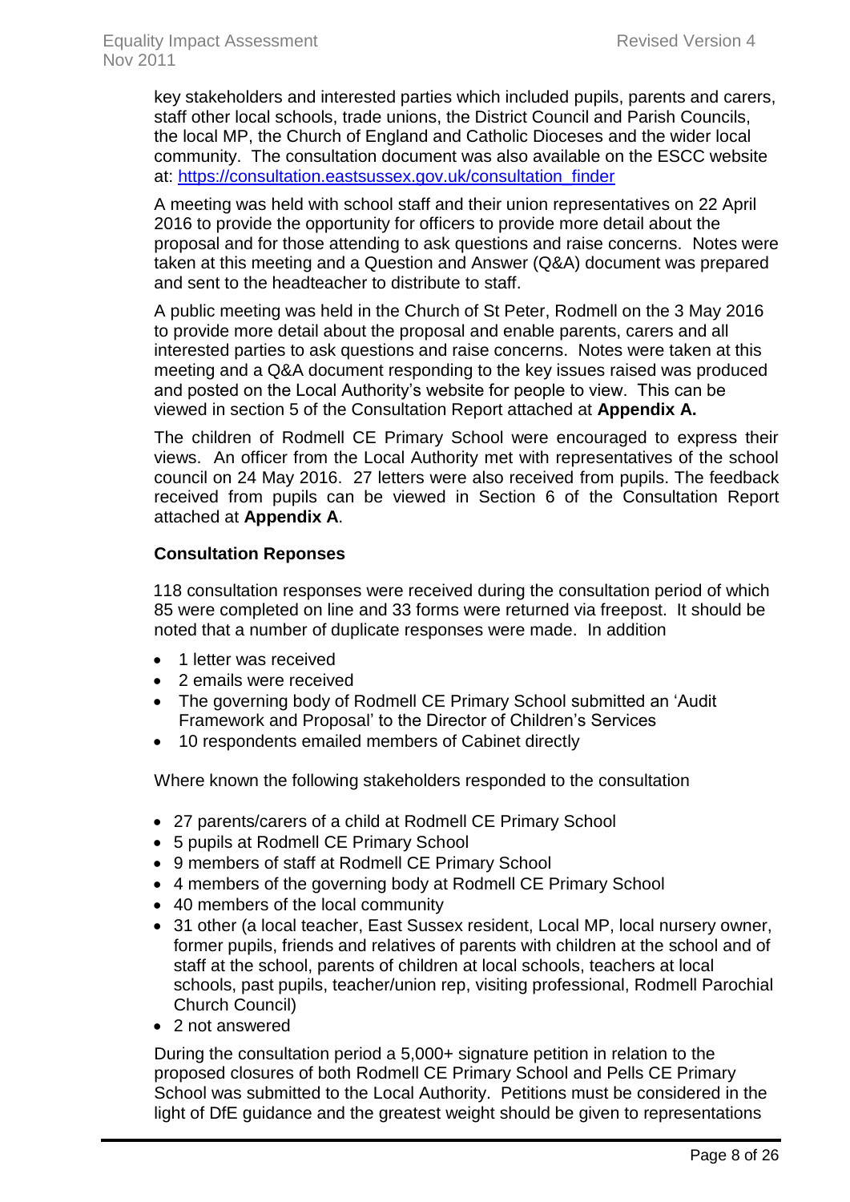key stakeholders and interested parties which included pupils, parents and carers, staff other local schools, trade unions, the District Council and Parish Councils, the local MP, the Church of England and Catholic Dioceses and the wider local community. The consultation document was also available on the ESCC website at: https://consultation.eastsussex.gov.uk/consultation_finder

A meeting was held with school staff and their union representatives on 22 April 2016 to provide the opportunity for officers to provide more detail about the proposal and for those attending to ask questions and raise concerns. Notes were taken at this meeting and a Question and Answer (Q&A) document was prepared and sent to the headteacher to distribute to staff.

A public meeting was held in the Church of St Peter, Rodmell on the 3 May 2016 to provide more detail about the proposal and enable parents, carers and all interested parties to ask questions and raise concerns. Notes were taken at this meeting and a Q&A document responding to the key issues raised was produced and posted on the Local Authority's website for people to view. This can be viewed in section 5 of the Consultation Report attached at **Appendix A.**

The children of Rodmell CE Primary School were encouraged to express their views. An officer from the Local Authority met with representatives of the school council on 24 May 2016. 27 letters were also received from pupils. The feedback received from pupils can be viewed in Section 6 of the Consultation Report attached at **Appendix A**.

**Consultation Reponses**

118 consultation responses were received during the consultation period of which 85 were completed on line and 33 forms were returned via freepost. It should be noted that a number of duplicate responses were made. In addition

- 1 letter was received
- 2 emails were received
- The governing body of Rodmell CE Primary School submitted an 'Audit Framework and Proposal' to the Director of Children's Services
- 10 respondents emailed members of Cabinet directly

Where known the following stakeholders responded to the consultation

- 27 parents/carers of a child at Rodmell CE Primary School
- 5 pupils at Rodmell CE Primary School
- 9 members of staff at Rodmell CE Primary School
- 4 members of the governing body at Rodmell CE Primary School
- 40 members of the local community
- 31 other (a local teacher, East Sussex resident, Local MP, local nursery owner, former pupils, friends and relatives of parents with children at the school and of staff at the school, parents of children at local schools, teachers at local schools, past pupils, teacher/union rep, visiting professional, Rodmell Parochial Church Council)
- 2 not answered

During the consultation period a 5,000+ signature petition in relation to the proposed closures of both Rodmell CE Primary School and Pells CE Primary School was submitted to the Local Authority. Petitions must be considered in the light of DfE guidance and the greatest weight should be given to representations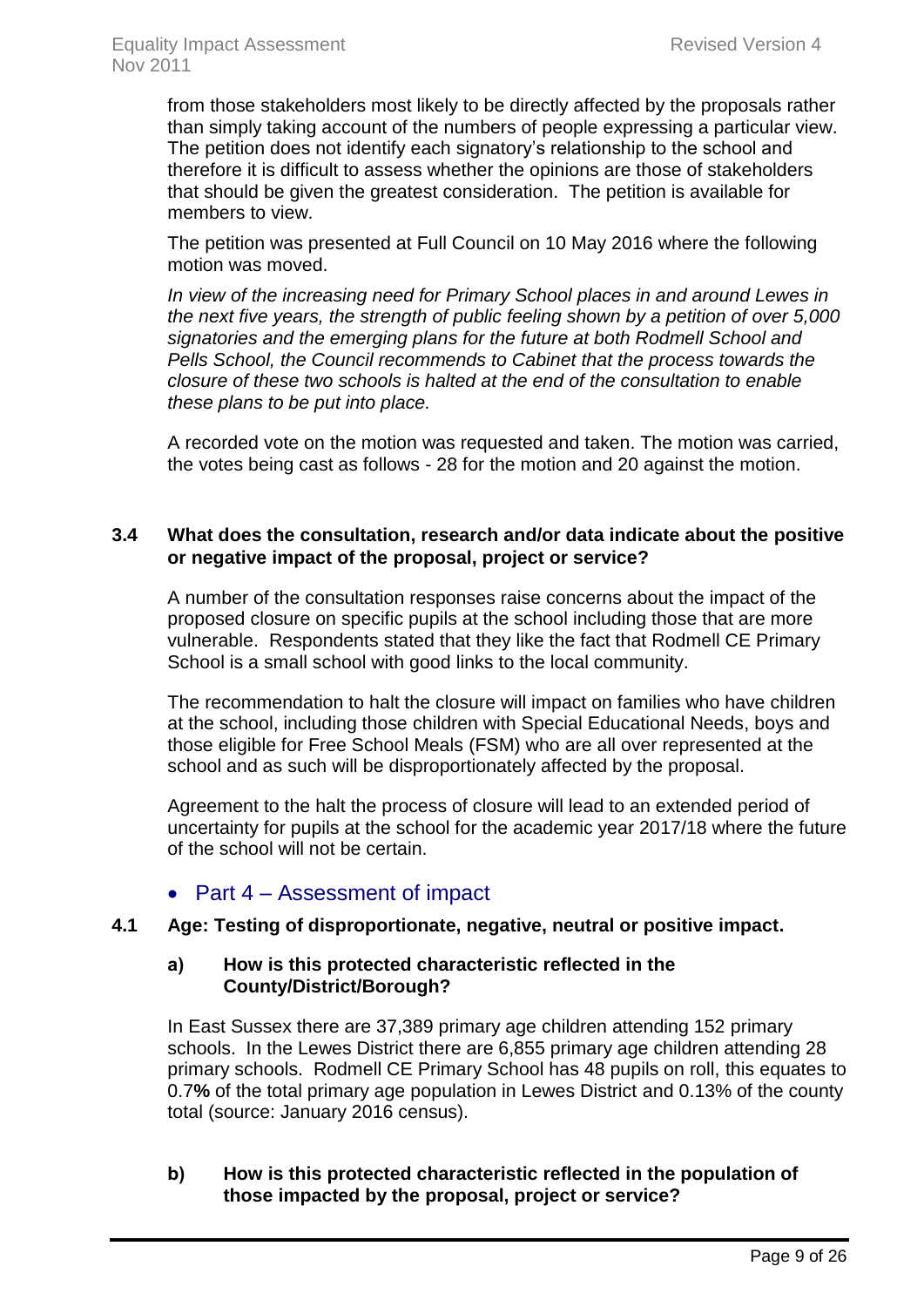from those stakeholders most likely to be directly affected by the proposals rather than simply taking account of the numbers of people expressing a particular view. The petition does not identify each signatory's relationship to the school and therefore it is difficult to assess whether the opinions are those of stakeholders that should be given the greatest consideration. The petition is available for members to view.

The petition was presented at Full Council on 10 May 2016 where the following motion was moved.

*In view of the increasing need for Primary School places in and around Lewes in the next five years, the strength of public feeling shown by a petition of over 5,000 signatories and the emerging plans for the future at both Rodmell School and Pells School, the Council recommends to Cabinet that the process towards the closure of these two schools is halted at the end of the consultation to enable these plans to be put into place.*

A recorded vote on the motion was requested and taken. The motion was carried, the votes being cast as follows - 28 for the motion and 20 against the motion.

**3.4 What does the consultation, research and/or data indicate about the positive or negative impact of the proposal, project or service?**

A number of the consultation responses raise concerns about the impact of the proposed closure on specific pupils at the school including those that are more vulnerable. Respondents stated that they like the fact that Rodmell CE Primary School is a small school with good links to the local community.

The recommendation to halt the closure will impact on families who have children at the school, including those children with Special Educational Needs, boys and those eligible for Free School Meals (FSM) who are all over represented at the school and as such will be disproportionately affected by the proposal.

Agreement to the halt the process of closure will lead to an extended period of uncertainty for pupils at the school for the academic year 2017/18 where the future of the school will not be certain.

## Part 4 – Assessment of impact

**4.1 Age: Testing of disproportionate, negative, neutral or positive impact.**

**a) How is this protected characteristic reflected in the County/District/Borough?**

In East Sussex there are 37,389 primary age children attending 152 primary schools. In the Lewes District there are 6,855 primary age children attending 28 primary schools. Rodmell CE Primary School has 48 pupils on roll, this equates to 0.7**%** of the total primary age population in Lewes District and 0.13% of the county total (source: January 2016 census).

**b) How is this protected characteristic reflected in the population of those impacted by the proposal, project or service?**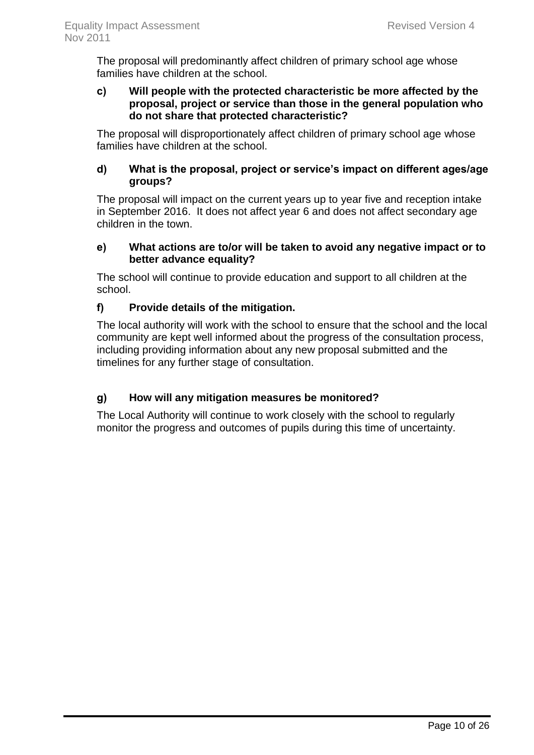The proposal will predominantly affect children of primary school age whose families have children at the school.

**c) Will people with the protected characteristic be more affected by the proposal, project or service than those in the general population who do not share that protected characteristic?**

The proposal will disproportionately affect children of primary school age whose families have children at the school.

**d) What is the proposal, project or service's impact on different ages/age groups?**

The proposal will impact on the current years up to year five and reception intake in September 2016. It does not affect year 6 and does not affect secondary age children in the town.

**e) What actions are to/or will be taken to avoid any negative impact or to better advance equality?**

The school will continue to provide education and support to all children at the school.

**f) Provide details of the mitigation.**

The local authority will work with the school to ensure that the school and the local community are kept well informed about the progress of the consultation process, including providing information about any new proposal submitted and the timelines for any further stage of consultation.

**g) How will any mitigation measures be monitored?**

The Local Authority will continue to work closely with the school to regularly monitor the progress and outcomes of pupils during this time of uncertainty.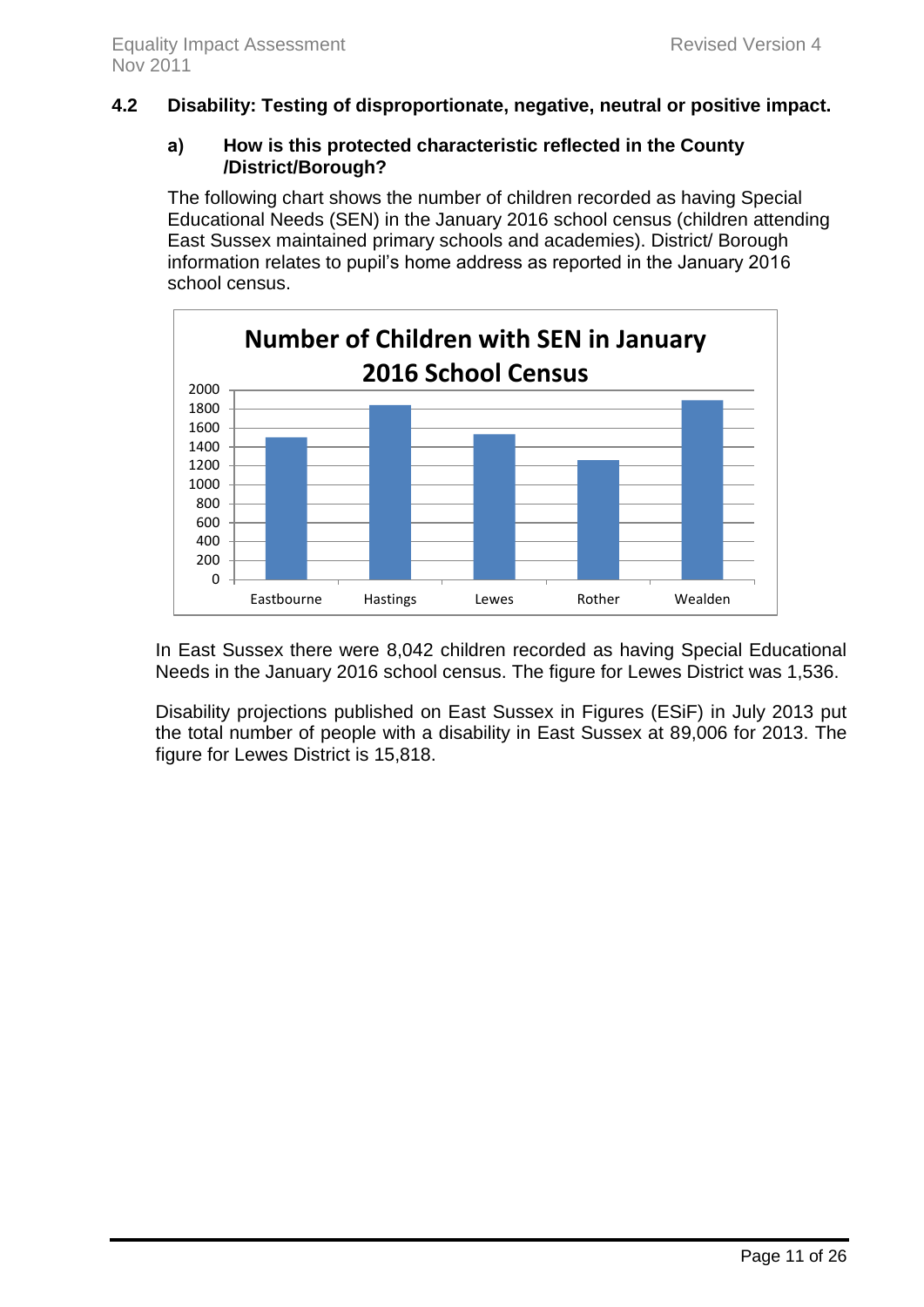### 4.2 Disability: Testing of disproportionate, negative, neutral or positive impact.

#### a) How is this protected characteristic reflected in the County /District/Borough?

The following chart shows the number of children recorded as having Special Educational Needs (SEN) in the January 2016 school census (children attending East Sussex maintained primary schools and academies). District/ Borough information relates to pupil's home address as reported in the January 2016 school census.

**Number of Children with SEN in January 2016 School Census**

In East Sussex there were 8,042 children recorded as having Special Educational Needs in the January 2016 school census. The figure for Lewes District was 1,536.

Disability projections published on East Sussex in Figures (ESiF) in July 2013 put the total number of people with a disability in East Sussex at 89,006 for 2013. The figure for Lewes District is 15,818.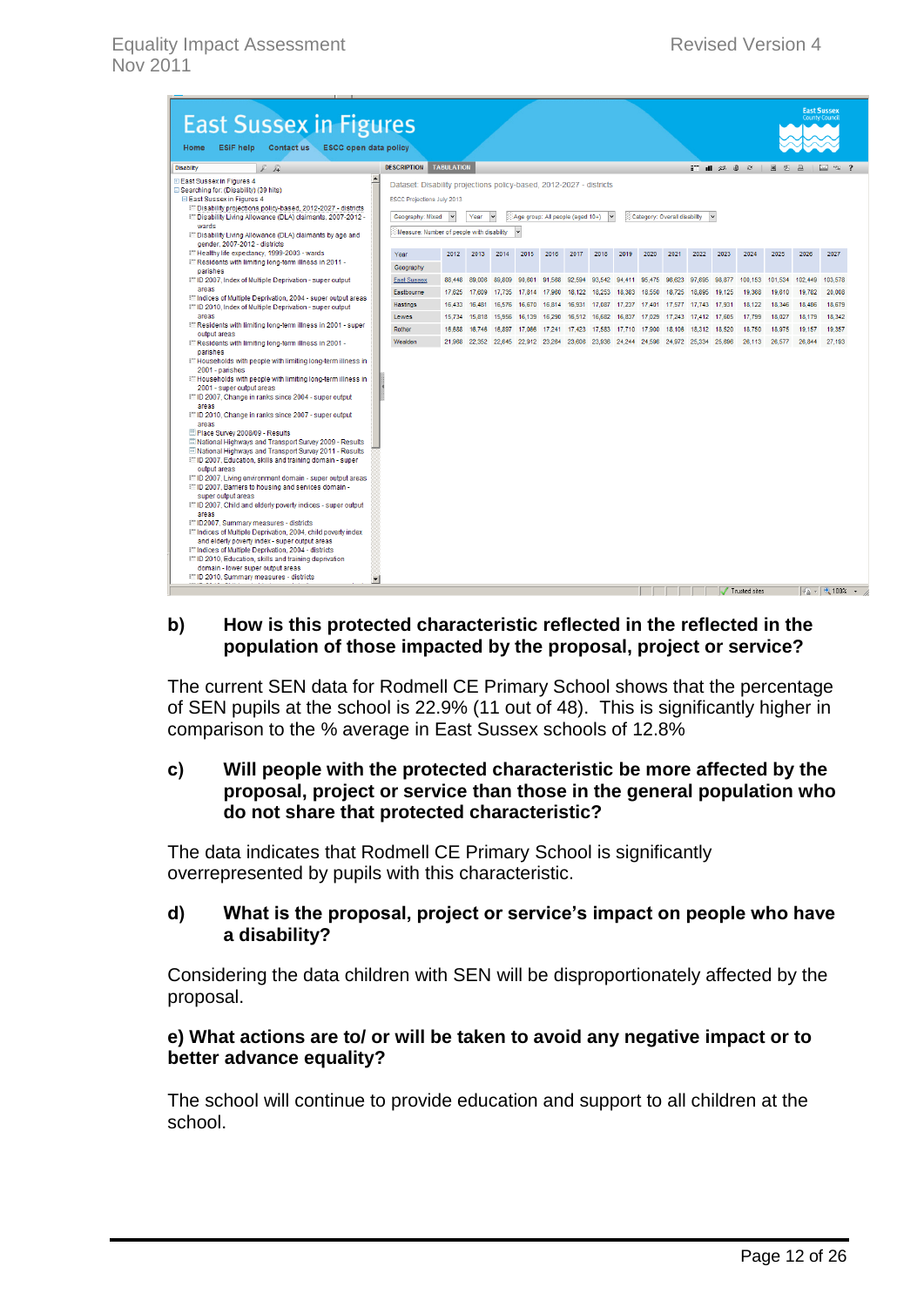**East Sussex in Figures**

Dataset: Disability projections policy-based, 2012-2027 - districts

ESCC Projections July 2013

Geography: Mixed | Year | Age group: All people (aged 16+) | Category: Overall disability

Measure: Number of people with disability

| Geography | 2012 | 2013 | 2014 | 2015 | 2016 | 2017 | 2018 | 2019 | 2020 | 2021 | 2022 | 2023 | 2024 | 2025 | 2026 | 2027 |
|---|---|---|---|---|---|---|---|---|---|---|---|---|---|---|---|---|
| East Sussex | 88,446 | 89,006 | 89,809 | 90,801 | 91,568 | 92,594 | 93,542 | 94,411 | 95,475 | 96,623 | 97,695 | 98,877 | 100,153 | 101,534 | 102,449 | 103,578 |
| Eastbourne | 17,625 | 17,609 | 17,735 | 17,814 | 17,960 | 18,122 | 18,253 | 18,383 | 18,550 | 18,725 | 18,895 | 19,125 | 19,368 | 19,610 | 19,782 | 20,008 |
| Hastings | 16,433 | 16,481 | 16,576 | 16,670 | 16,814 | 16,931 | 17,087 | 17,237 | 17,401 | 17,577 | 17,743 | 17,931 | 18,122 | 18,346 | 18,486 | 18,679 |
| Lewes | 15,734 | 15,818 | 15,956 | 16,139 | 16,290 | 16,512 | 16,682 | 16,837 | 17,029 | 17,243 | 17,412 | 17,605 | 17,799 | 18,027 | 18,179 | 18,342 |
| Rother | 16,688 | 16,746 | 16,897 | 17,066 | 17,241 | 17,423 | 17,583 | 17,710 | 17,900 | 18,108 | 18,312 | 18,520 | 18,750 | 18,975 | 19,157 | 19,357 |
| Wealden | 21,966 | 22,352 | 22,645 | 22,912 | 23,264 | 23,606 | 23,936 | 24,244 | 24,596 | 24,972 | 25,334 | 25,696 | 26,113 | 26,577 | 26,844 | 27,193 |

**b) How is this protected characteristic reflected in the reflected in the population of those impacted by the proposal, project or service?**

The current SEN data for Rodmell CE Primary School shows that the percentage of SEN pupils at the school is 22.9% (11 out of 48). This is significantly higher in comparison to the % average in East Sussex schools of 12.8%

**c) Will people with the protected characteristic be more affected by the proposal, project or service than those in the general population who do not share that protected characteristic?**

The data indicates that Rodmell CE Primary School is significantly overrepresented by pupils with this characteristic.

**d) What is the proposal, project or service's impact on people who have a disability?**

Considering the data children with SEN will be disproportionately affected by the proposal.

**e) What actions are to/ or will be taken to avoid any negative impact or to better advance equality?**

The school will continue to provide education and support to all children at the school.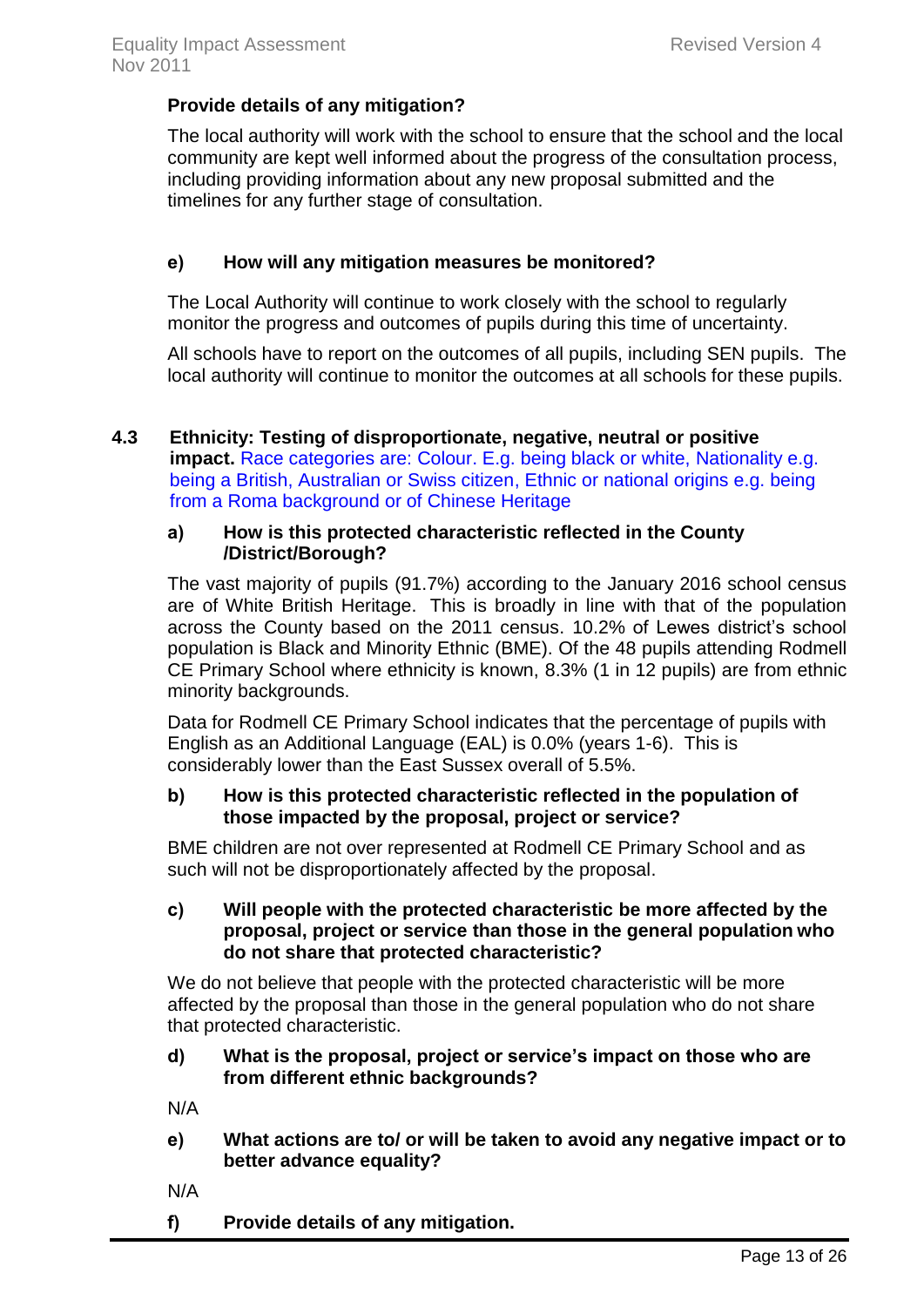**Provide details of any mitigation?**

The local authority will work with the school to ensure that the school and the local community are kept well informed about the progress of the consultation process, including providing information about any new proposal submitted and the timelines for any further stage of consultation.

**e) How will any mitigation measures be monitored?**

The Local Authority will continue to work closely with the school to regularly monitor the progress and outcomes of pupils during this time of uncertainty.

All schools have to report on the outcomes of all pupils, including SEN pupils. The local authority will continue to monitor the outcomes at all schools for these pupils.

### 4.3 Ethnicity: Testing of disproportionate, negative, neutral or positive impact.

Race categories are: Colour. E.g. being black or white, Nationality e.g. being a British, Australian or Swiss citizen, Ethnic or national origins e.g. being from a Roma background or of Chinese Heritage

**a) How is this protected characteristic reflected in the County /District/Borough?**

The vast majority of pupils (91.7%) according to the January 2016 school census are of White British Heritage. This is broadly in line with that of the population across the County based on the 2011 census. 10.2% of Lewes district's school population is Black and Minority Ethnic (BME). Of the 48 pupils attending Rodmell CE Primary School where ethnicity is known, 8.3% (1 in 12 pupils) are from ethnic minority backgrounds.

Data for Rodmell CE Primary School indicates that the percentage of pupils with English as an Additional Language (EAL) is 0.0% (years 1-6). This is considerably lower than the East Sussex overall of 5.5%.

**b) How is this protected characteristic reflected in the population of those impacted by the proposal, project or service?**

BME children are not over represented at Rodmell CE Primary School and as such will not be disproportionately affected by the proposal.

**c) Will people with the protected characteristic be more affected by the proposal, project or service than those in the general population who do not share that protected characteristic?**

We do not believe that people with the protected characteristic will be more affected by the proposal than those in the general population who do not share that protected characteristic.

**d) What is the proposal, project or service's impact on those who are from different ethnic backgrounds?**

N/A

**e) What actions are to/ or will be taken to avoid any negative impact or to better advance equality?**

N/A

**f) Provide details of any mitigation.**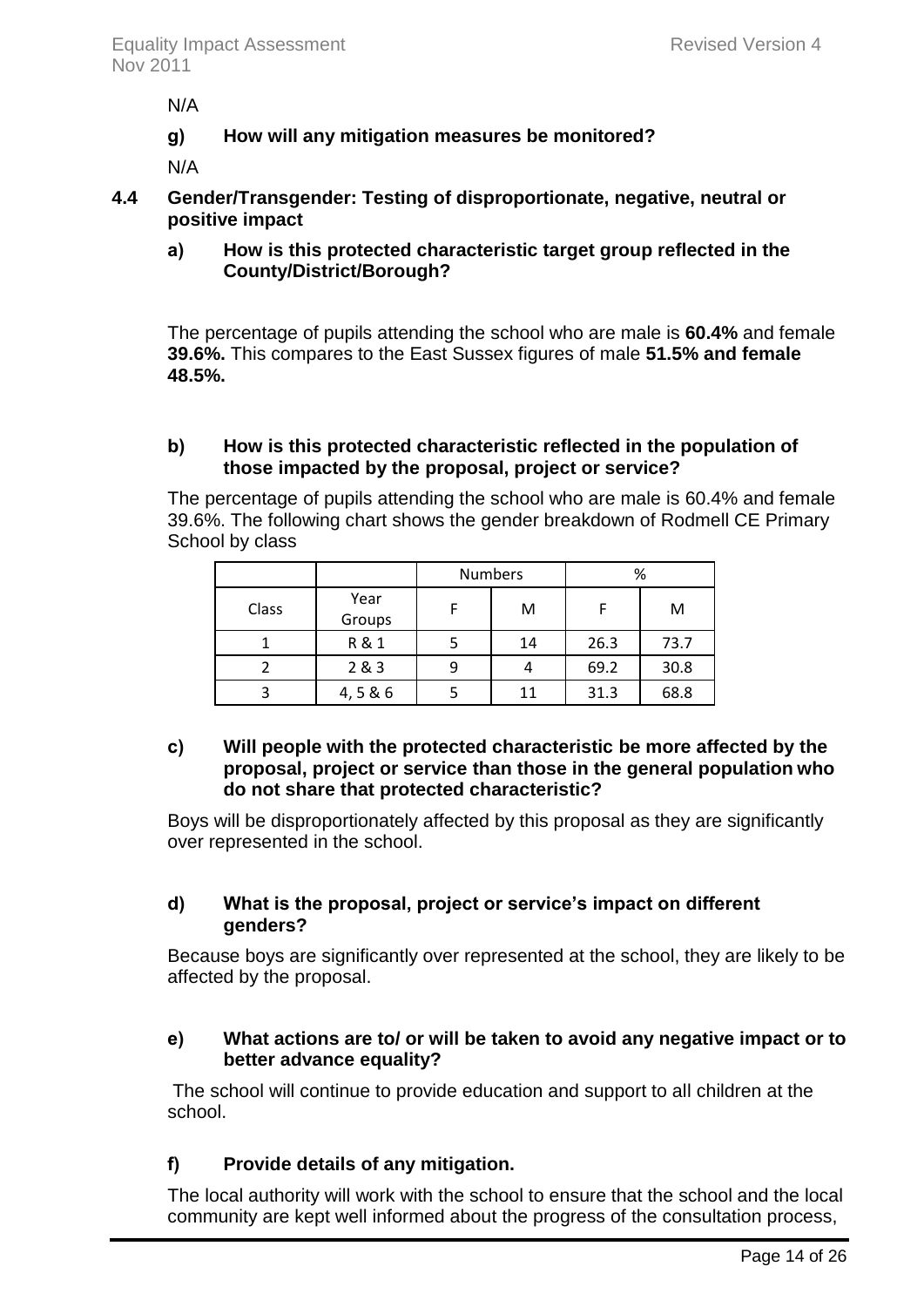N/A

**g) How will any mitigation measures be monitored?**

N/A

### 4.4 Gender/Transgender: Testing of disproportionate, negative, neutral or positive impact

**a) How is this protected characteristic target group reflected in the County/District/Borough?**

The percentage of pupils attending the school who are male is **60.4%** and female **39.6%.** This compares to the East Sussex figures of male **51.5% and female 48.5%.**

**b) How is this protected characteristic reflected in the population of those impacted by the proposal, project or service?**

The percentage of pupils attending the school who are male is 60.4% and female 39.6%. The following chart shows the gender breakdown of Rodmell CE Primary School by class

| | | Numbers | | % | |
|---|---|---|---|---|---|
| Class | Year Groups | F | M | F | M |
| 1 | R & 1 | 5 | 14 | 26.3 | 73.7 |
| 2 | 2 & 3 | 9 | 4 | 69.2 | 30.8 |
| 3 | 4, 5 & 6 | 5 | 11 | 31.3 | 68.8 |

**c) Will people with the protected characteristic be more affected by the proposal, project or service than those in the general population who do not share that protected characteristic?**

Boys will be disproportionately affected by this proposal as they are significantly over represented in the school.

**d) What is the proposal, project or service's impact on different genders?**

Because boys are significantly over represented at the school, they are likely to be affected by the proposal.

**e) What actions are to/ or will be taken to avoid any negative impact or to better advance equality?**

The school will continue to provide education and support to all children at the school.

**f) Provide details of any mitigation.**

The local authority will work with the school to ensure that the school and the local community are kept well informed about the progress of the consultation process,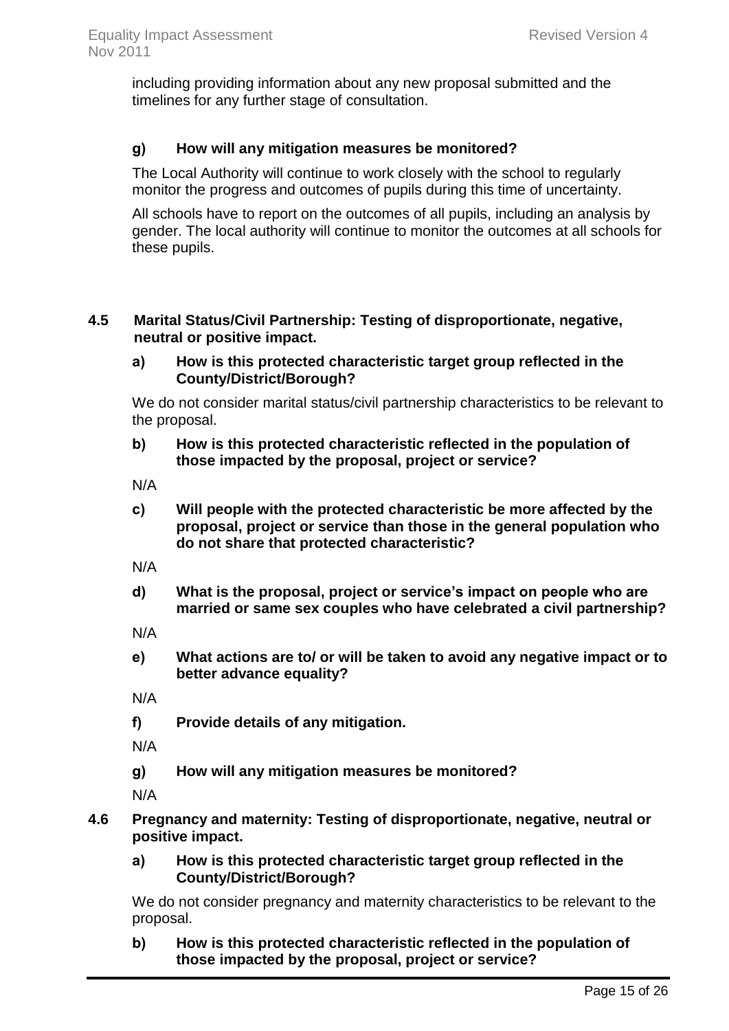including providing information about any new proposal submitted and the timelines for any further stage of consultation.

**g) How will any mitigation measures be monitored?**

The Local Authority will continue to work closely with the school to regularly monitor the progress and outcomes of pupils during this time of uncertainty.

All schools have to report on the outcomes of all pupils, including an analysis by gender. The local authority will continue to monitor the outcomes at all schools for these pupils.

### 4.5 Marital Status/Civil Partnership: Testing of disproportionate, negative, neutral or positive impact.

**a) How is this protected characteristic target group reflected in the County/District/Borough?**

We do not consider marital status/civil partnership characteristics to be relevant to the proposal.

**b) How is this protected characteristic reflected in the population of those impacted by the proposal, project or service?**

N/A

**c) Will people with the protected characteristic be more affected by the proposal, project or service than those in the general population who do not share that protected characteristic?**

N/A

**d) What is the proposal, project or service's impact on people who are married or same sex couples who have celebrated a civil partnership?**

N/A

**e) What actions are to/ or will be taken to avoid any negative impact or to better advance equality?**

N/A

**f) Provide details of any mitigation.**

N/A

**g) How will any mitigation measures be monitored?**

N/A

### 4.6 Pregnancy and maternity: Testing of disproportionate, negative, neutral or positive impact.

**a) How is this protected characteristic target group reflected in the County/District/Borough?**

We do not consider pregnancy and maternity characteristics to be relevant to the proposal.

**b) How is this protected characteristic reflected in the population of those impacted by the proposal, project or service?**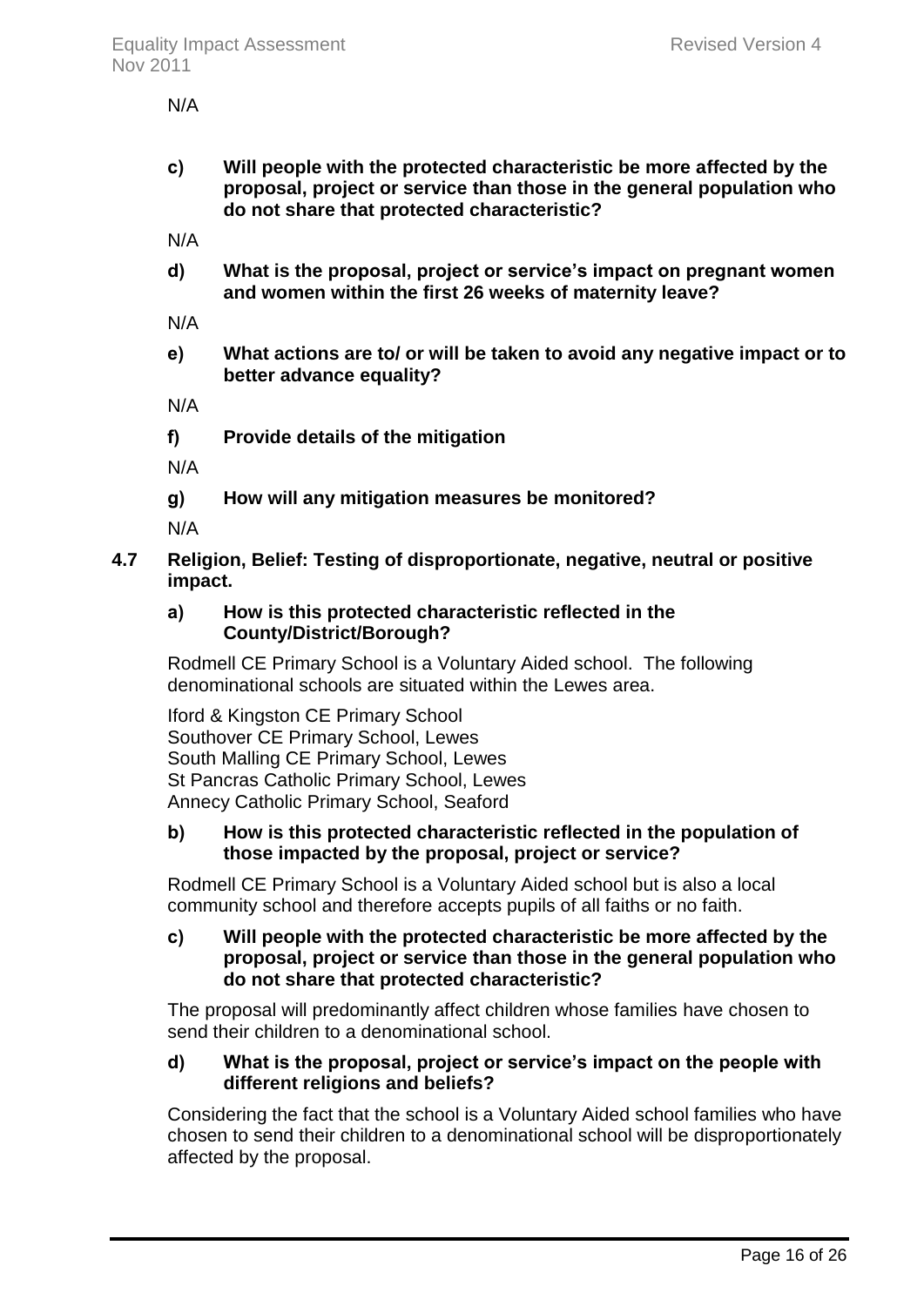N/A

**c) Will people with the protected characteristic be more affected by the proposal, project or service than those in the general population who do not share that protected characteristic?**

N/A

**d) What is the proposal, project or service's impact on pregnant women and women within the first 26 weeks of maternity leave?**

N/A

**e) What actions are to/ or will be taken to avoid any negative impact or to better advance equality?**

N/A

**f) Provide details of the mitigation**

N/A

**g) How will any mitigation measures be monitored?**

N/A

### 4.7 Religion, Belief: Testing of disproportionate, negative, neutral or positive impact.

**a) How is this protected characteristic reflected in the County/District/Borough?**

Rodmell CE Primary School is a Voluntary Aided school. The following denominational schools are situated within the Lewes area.

Iford & Kingston CE Primary School
Southover CE Primary School, Lewes
South Malling CE Primary School, Lewes
St Pancras Catholic Primary School, Lewes
Annecy Catholic Primary School, Seaford

**b) How is this protected characteristic reflected in the population of those impacted by the proposal, project or service?**

Rodmell CE Primary School is a Voluntary Aided school but is also a local community school and therefore accepts pupils of all faiths or no faith.

**c) Will people with the protected characteristic be more affected by the proposal, project or service than those in the general population who do not share that protected characteristic?**

The proposal will predominantly affect children whose families have chosen to send their children to a denominational school.

**d) What is the proposal, project or service's impact on the people with different religions and beliefs?**

Considering the fact that the school is a Voluntary Aided school families who have chosen to send their children to a denominational school will be disproportionately affected by the proposal.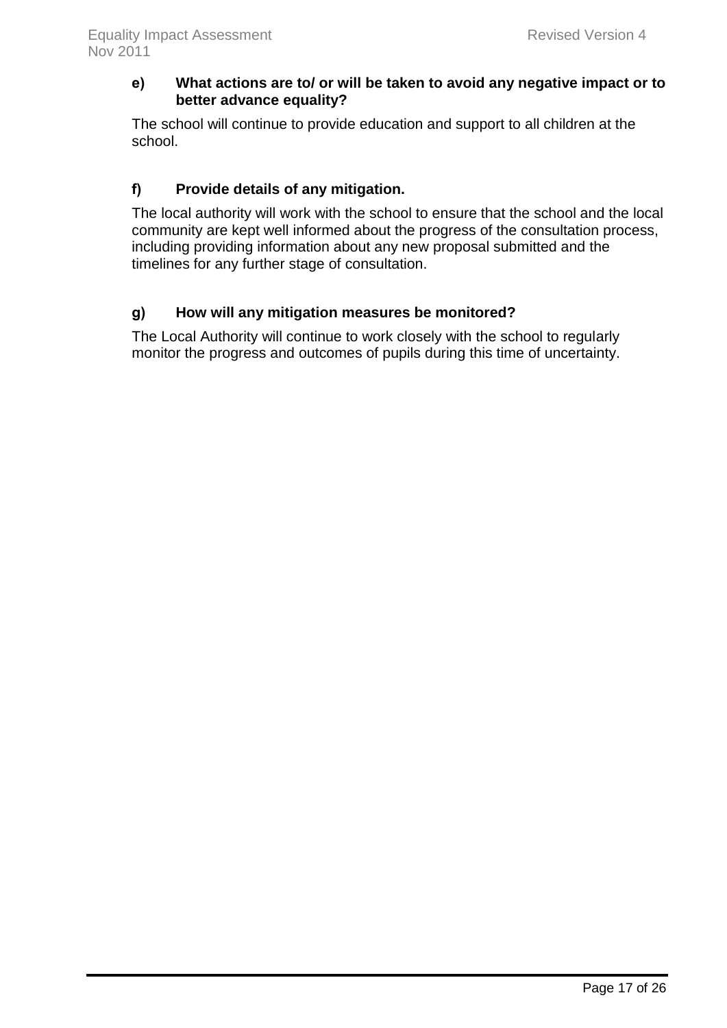**e) What actions are to/ or will be taken to avoid any negative impact or to better advance equality?**

The school will continue to provide education and support to all children at the school.

**f) Provide details of any mitigation.**

The local authority will work with the school to ensure that the school and the local community are kept well informed about the progress of the consultation process, including providing information about any new proposal submitted and the timelines for any further stage of consultation.

**g) How will any mitigation measures be monitored?**

The Local Authority will continue to work closely with the school to regularly monitor the progress and outcomes of pupils during this time of uncertainty.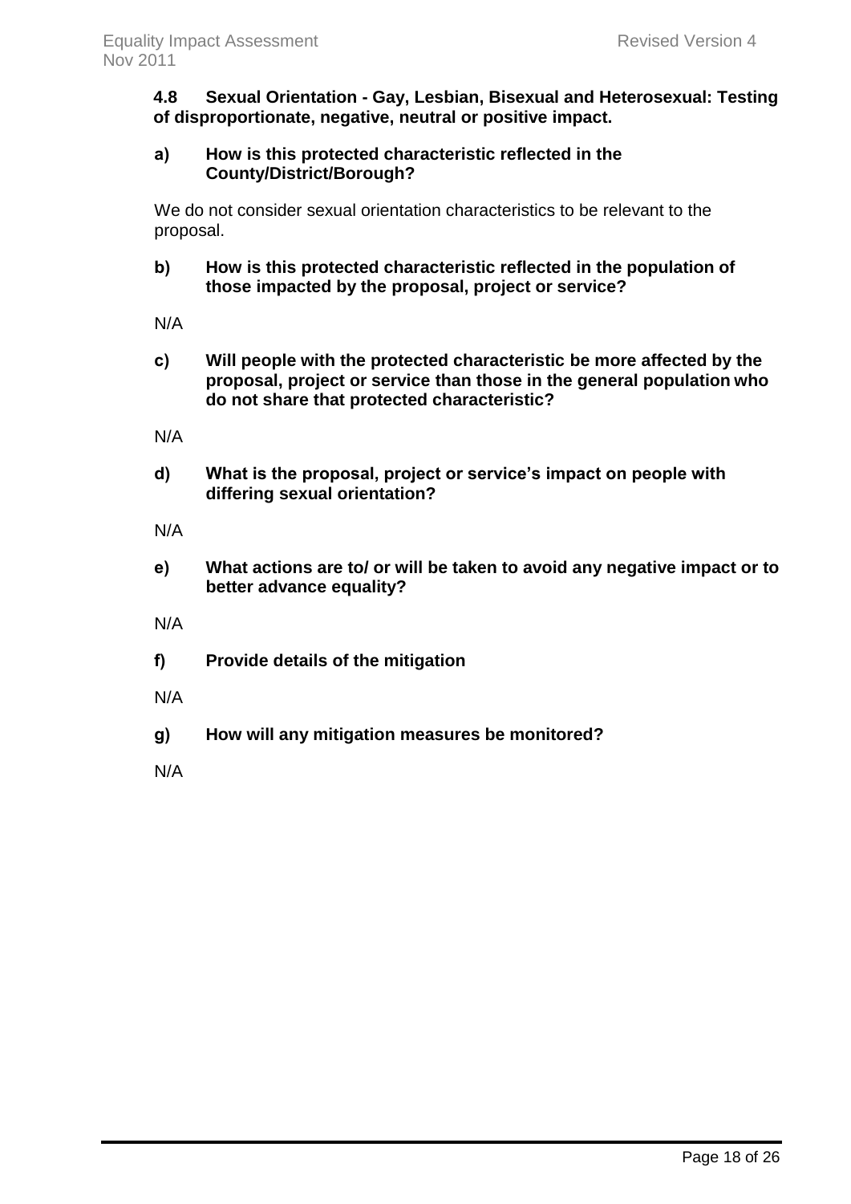**4.8 Sexual Orientation - Gay, Lesbian, Bisexual and Heterosexual: Testing of disproportionate, negative, neutral or positive impact.**

**a) How is this protected characteristic reflected in the County/District/Borough?**

We do not consider sexual orientation characteristics to be relevant to the proposal.

**b) How is this protected characteristic reflected in the population of those impacted by the proposal, project or service?**

N/A

**c) Will people with the protected characteristic be more affected by the proposal, project or service than those in the general population who do not share that protected characteristic?**

N/A

**d) What is the proposal, project or service's impact on people with differing sexual orientation?**

N/A

**e) What actions are to/ or will be taken to avoid any negative impact or to better advance equality?**

N/A

**f) Provide details of the mitigation**

N/A

**g) How will any mitigation measures be monitored?**

N/A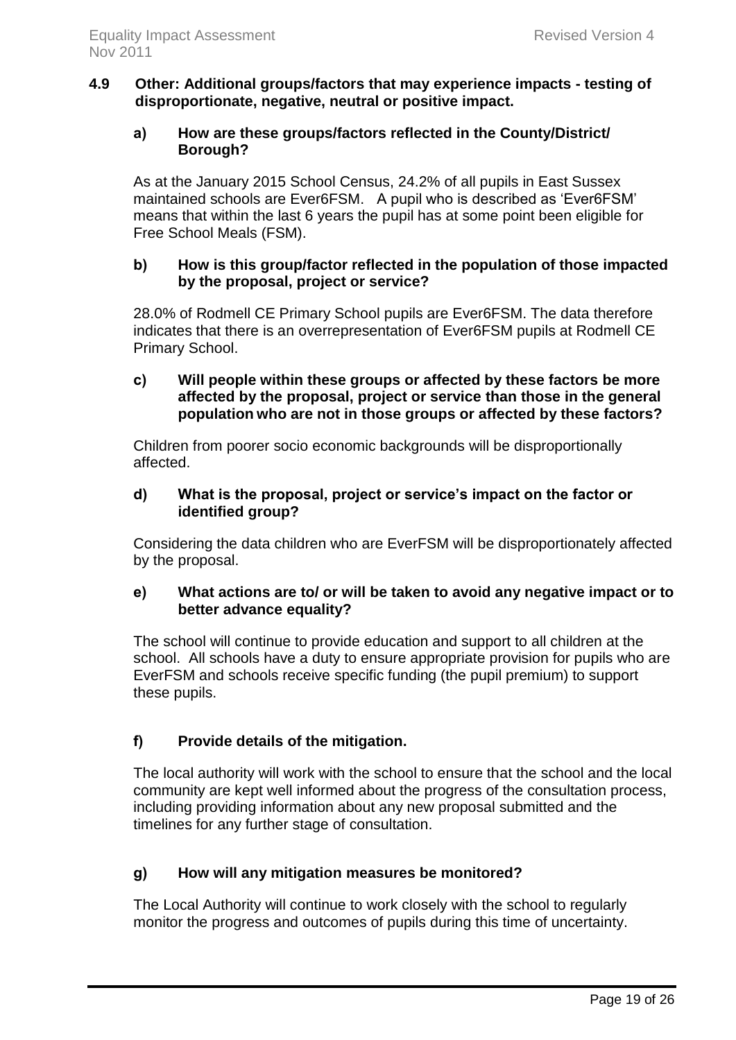### 4.9 Other: Additional groups/factors that may experience impacts - testing of disproportionate, negative, neutral or positive impact.

**a) How are these groups/factors reflected in the County/District/ Borough?**

As at the January 2015 School Census, 24.2% of all pupils in East Sussex maintained schools are Ever6FSM. A pupil who is described as 'Ever6FSM' means that within the last 6 years the pupil has at some point been eligible for Free School Meals (FSM).

**b) How is this group/factor reflected in the population of those impacted by the proposal, project or service?**

28.0% of Rodmell CE Primary School pupils are Ever6FSM. The data therefore indicates that there is an overrepresentation of Ever6FSM pupils at Rodmell CE Primary School.

**c) Will people within these groups or affected by these factors be more affected by the proposal, project or service than those in the general population who are not in those groups or affected by these factors?**

Children from poorer socio economic backgrounds will be disproportionally affected.

**d) What is the proposal, project or service's impact on the factor or identified group?**

Considering the data children who are EverFSM will be disproportionately affected by the proposal.

**e) What actions are to/ or will be taken to avoid any negative impact or to better advance equality?**

The school will continue to provide education and support to all children at the school. All schools have a duty to ensure appropriate provision for pupils who are EverFSM and schools receive specific funding (the pupil premium) to support these pupils.

**f) Provide details of the mitigation.**

The local authority will work with the school to ensure that the school and the local community are kept well informed about the progress of the consultation process, including providing information about any new proposal submitted and the timelines for any further stage of consultation.

**g) How will any mitigation measures be monitored?**

The Local Authority will continue to work closely with the school to regularly monitor the progress and outcomes of pupils during this time of uncertainty.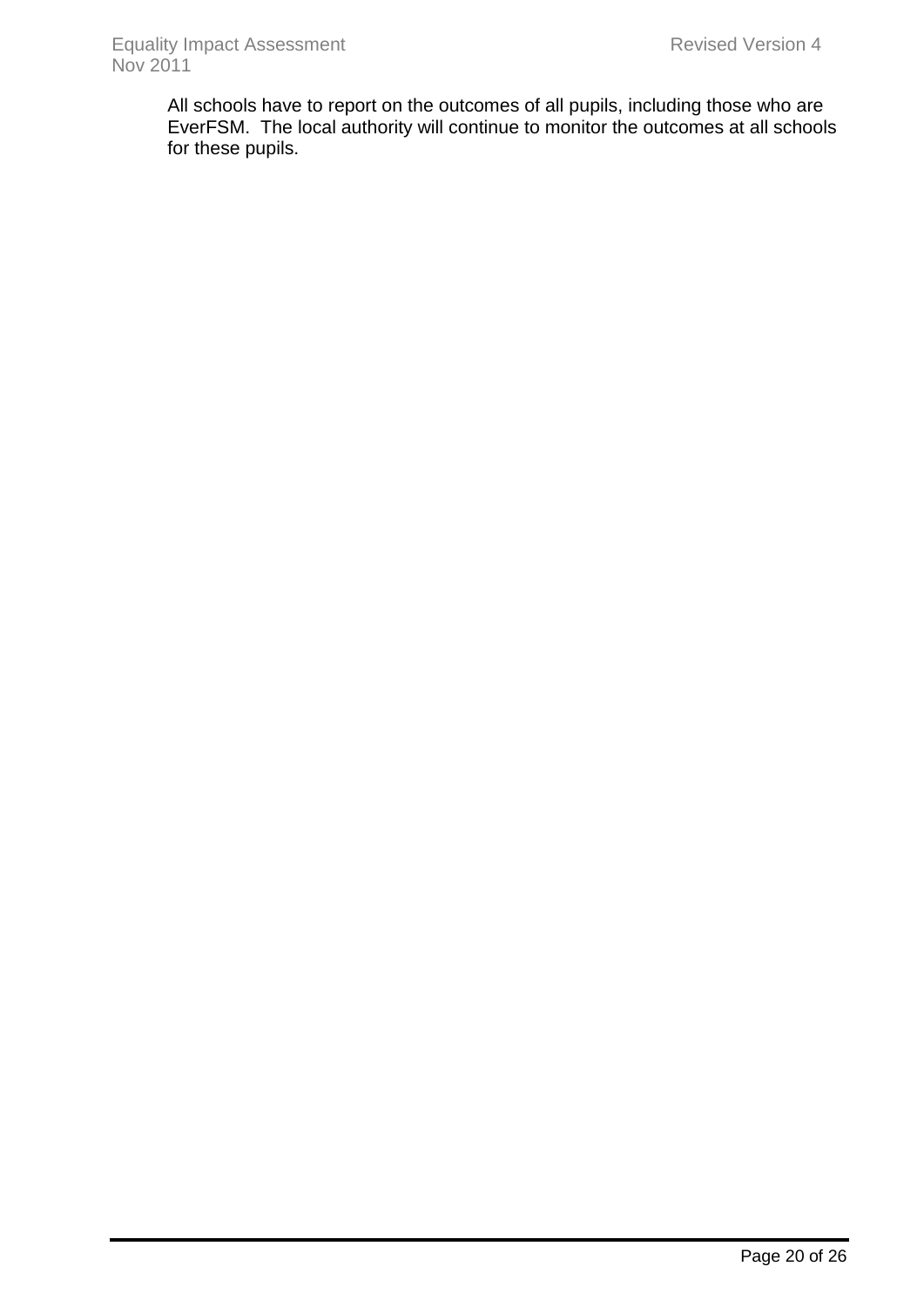All schools have to report on the outcomes of all pupils, including those who are EverFSM. The local authority will continue to monitor the outcomes at all schools for these pupils.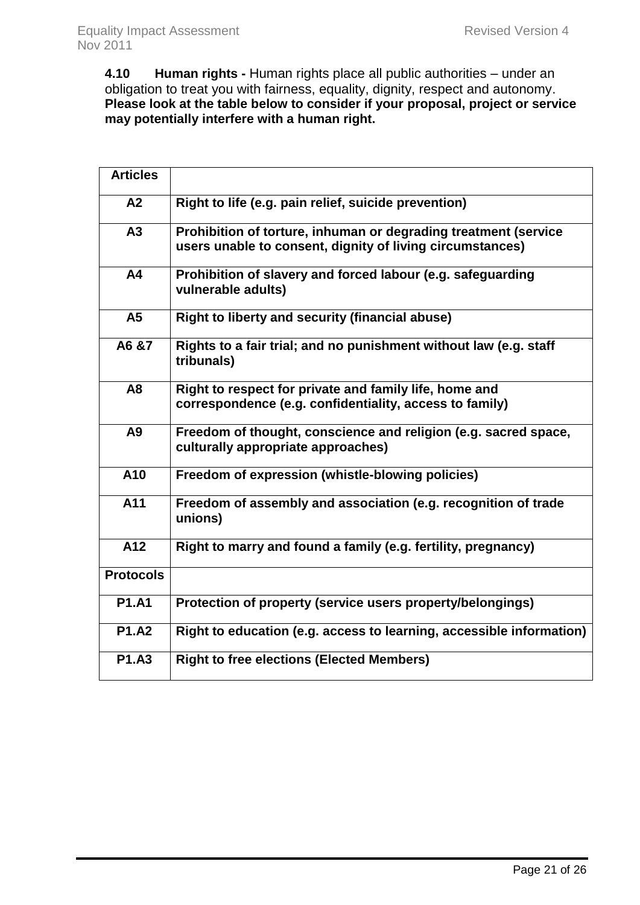**4.10 Human rights -** Human rights place all public authorities – under an obligation to treat you with fairness, equality, dignity, respect and autonomy. **Please look at the table below to consider if your proposal, project or service may potentially interfere with a human right.**

| **Articles** | |
|---|---|
| **A2** | **Right to life (e.g. pain relief, suicide prevention)** |
| **A3** | **Prohibition of torture, inhuman or degrading treatment (service users unable to consent, dignity of living circumstances)** |
| **A4** | **Prohibition of slavery and forced labour (e.g. safeguarding vulnerable adults)** |
| **A5** | **Right to liberty and security (financial abuse)** |
| **A6 &7** | **Rights to a fair trial; and no punishment without law (e.g. staff tribunals)** |
| **A8** | **Right to respect for private and family life, home and correspondence (e.g. confidentiality, access to family)** |
| **A9** | **Freedom of thought, conscience and religion (e.g. sacred space, culturally appropriate approaches)** |
| **A10** | **Freedom of expression (whistle-blowing policies)** |
| **A11** | **Freedom of assembly and association (e.g. recognition of trade unions)** |
| **A12** | **Right to marry and found a family (e.g. fertility, pregnancy)** |
| **Protocols** | |
| **P1.A1** | **Protection of property (service users property/belongings)** |
| **P1.A2** | **Right to education (e.g. access to learning, accessible information)** |
| **P1.A3** | **Right to free elections (Elected Members)** |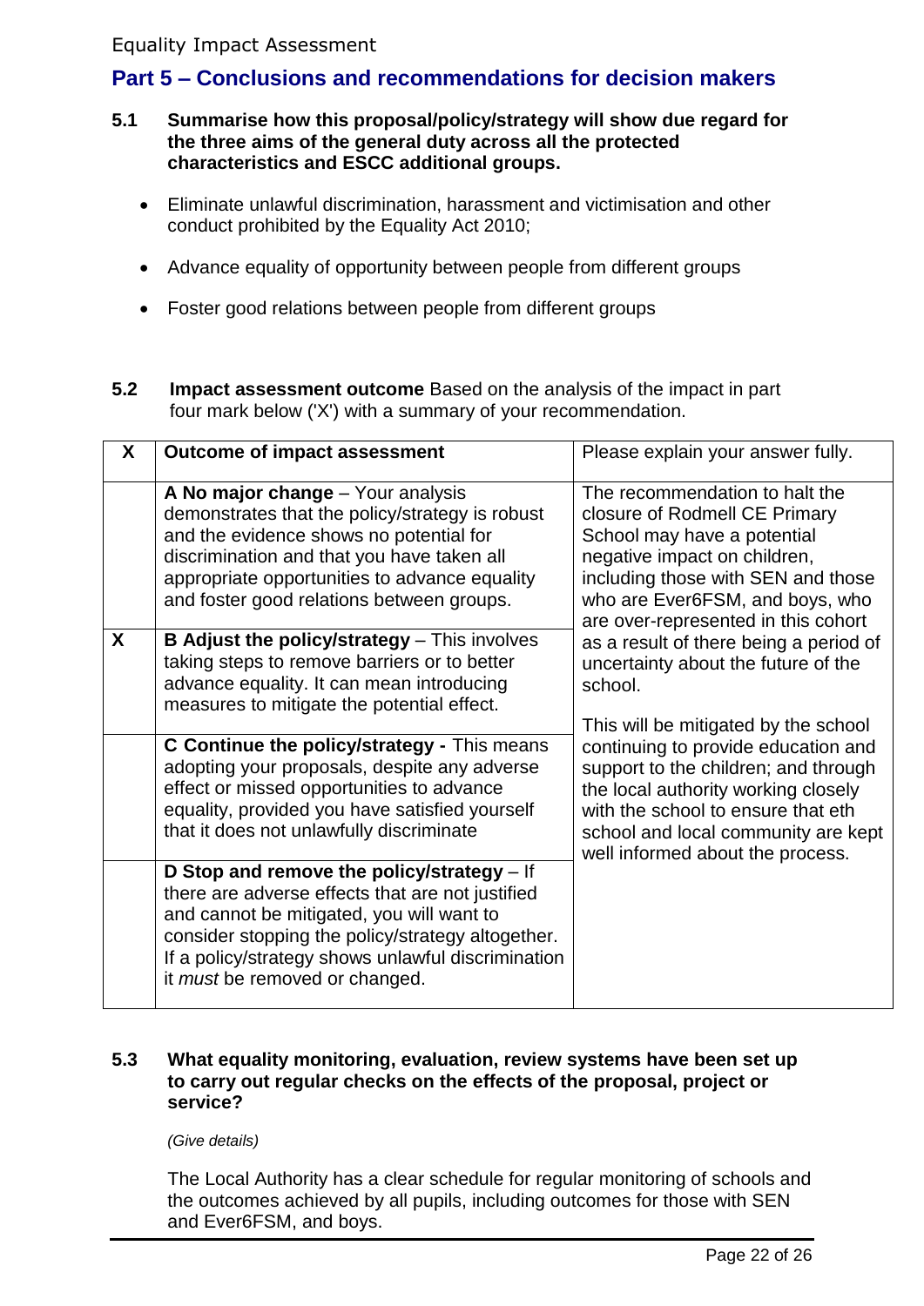## Part 5 – Conclusions and recommendations for decision makers

**5.1 Summarise how this proposal/policy/strategy will show due regard for the three aims of the general duty across all the protected characteristics and ESCC additional groups.**

- Eliminate unlawful discrimination, harassment and victimisation and other conduct prohibited by the Equality Act 2010;
- Advance equality of opportunity between people from different groups
- Foster good relations between people from different groups

**5.2 Impact assessment outcome** Based on the analysis of the impact in part four mark below ('X') with a summary of your recommendation.

| X | Outcome of impact assessment | Please explain your answer fully. |
|---|---|---|
| | **A No major change** – Your analysis demonstrates that the policy/strategy is robust and the evidence shows no potential for discrimination and that you have taken all appropriate opportunities to advance equality and foster good relations between groups. | The recommendation to halt the closure of Rodmell CE Primary School may have a potential negative impact on children, including those with SEN and those who are Ever6FSM, and boys, who are over-represented in this cohort as a result of there being a period of uncertainty about the future of the school.<br><br>This will be mitigated by the school continuing to provide education and support to the children; and through the local authority working closely with the school to ensure that eth school and local community are kept well informed about the process. |
| X | **B Adjust the policy/strategy** – This involves taking steps to remove barriers or to better advance equality. It can mean introducing measures to mitigate the potential effect. | |
| | **C Continue the policy/strategy -** This means adopting your proposals, despite any adverse effect or missed opportunities to advance equality, provided you have satisfied yourself that it does not unlawfully discriminate | |
| | **D Stop and remove the policy/strategy** – If there are adverse effects that are not justified and cannot be mitigated, you will want to consider stopping the policy/strategy altogether. If a policy/strategy shows unlawful discrimination it *must* be removed or changed. | |

**5.3 What equality monitoring, evaluation, review systems have been set up to carry out regular checks on the effects of the proposal, project or service?**

*(Give details)*

The Local Authority has a clear schedule for regular monitoring of schools and the outcomes achieved by all pupils, including outcomes for those with SEN and Ever6FSM, and boys.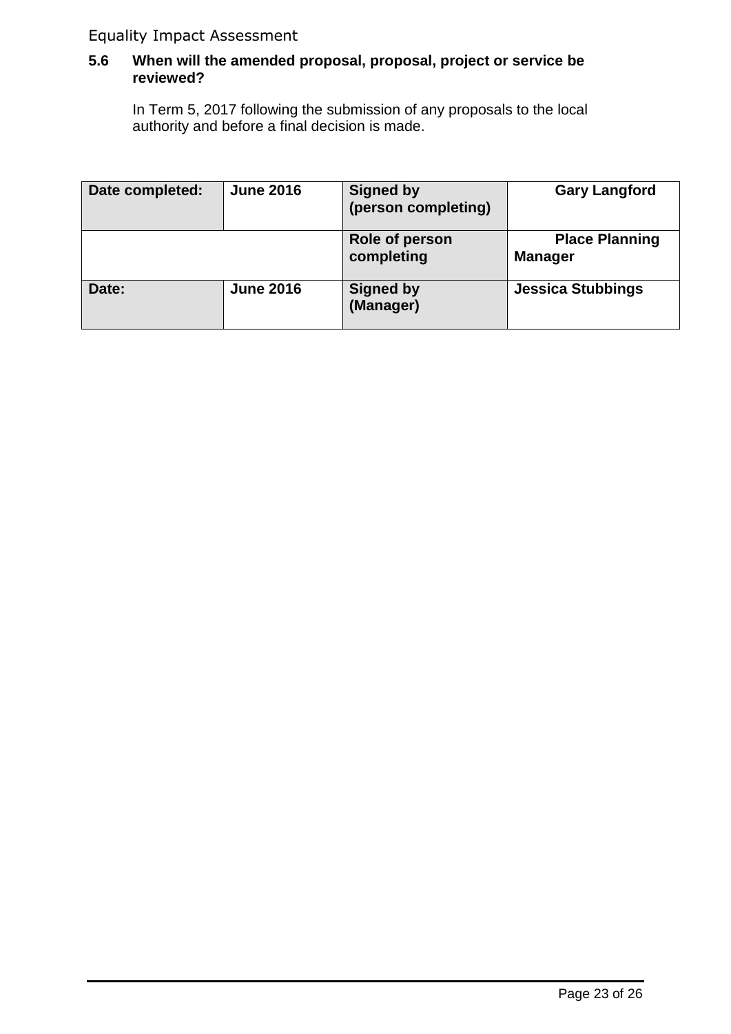### 5.6 When will the amended proposal, proposal, project or service be reviewed?

In Term 5, 2017 following the submission of any proposals to the local authority and before a final decision is made.

| **Date completed:** | **June 2016** | **Signed by (person completing)** | **Gary Langford** |
|---|---|---|---|
| | | **Role of person completing** | **Place Planning Manager** |
| **Date:** | **June 2016** | **Signed by (Manager)** | **Jessica Stubbings** |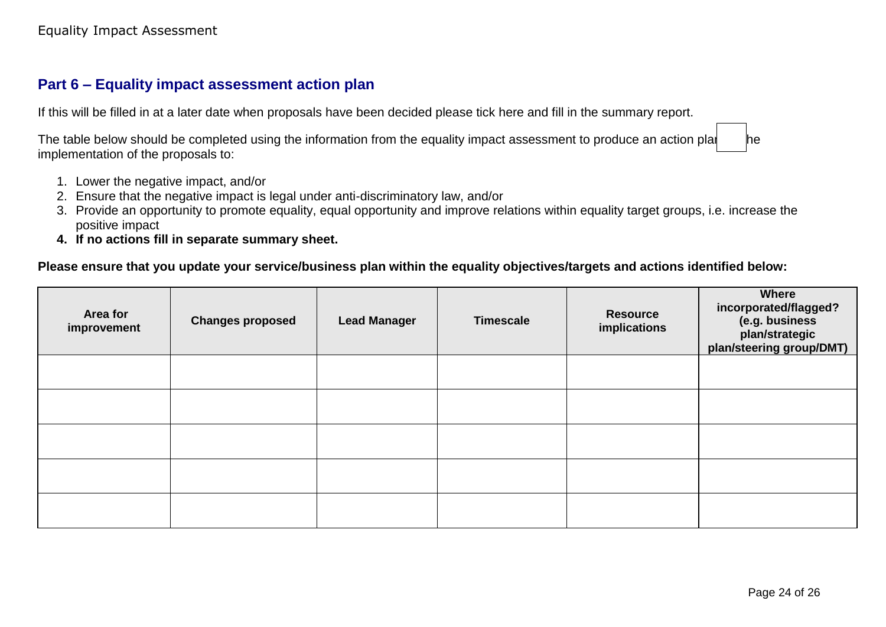## Part 6 – Equality impact assessment action plan

If this will be filled in at a later date when proposals have been decided please tick here and fill in the summary report.

The table below should be completed using the information from the equality impact assessment to produce an action plan for the implementation of the proposals to:

1. Lower the negative impact, and/or
2. Ensure that the negative impact is legal under anti-discriminatory law, and/or
3. Provide an opportunity to promote equality, equal opportunity and improve relations within equality target groups, i.e. increase the positive impact
4. **If no actions fill in separate summary sheet.**

**Please ensure that you update your service/business plan within the equality objectives/targets and actions identified below:**

| Area for improvement | Changes proposed | Lead Manager | Timescale | Resource implications | Where incorporated/flagged? (e.g. business plan/strategic plan/steering group/DMT) |
|---|---|---|---|---|---|
| | | | | | |
| | | | | | |
| | | | | | |
| | | | | | |
| | | | | | |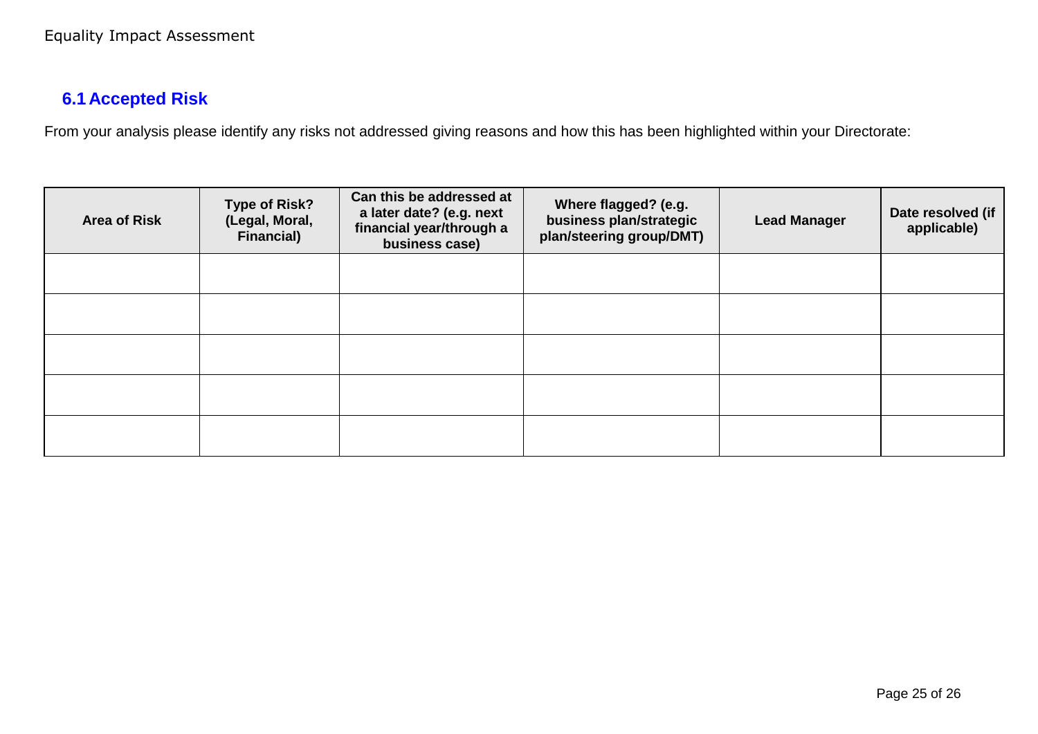## 6.1 Accepted Risk

From your analysis please identify any risks not addressed giving reasons and how this has been highlighted within your Directorate:

| Area of Risk | Type of Risk? (Legal, Moral, Financial) | Can this be addressed at a later date? (e.g. next financial year/through a business case) | Where flagged? (e.g. business plan/strategic plan/steering group/DMT) | Lead Manager | Date resolved (if applicable) |
|---|---|---|---|---|---|
| | | | | | |
| | | | | | |
| | | | | | |
| | | | | | |
| | | | | | |